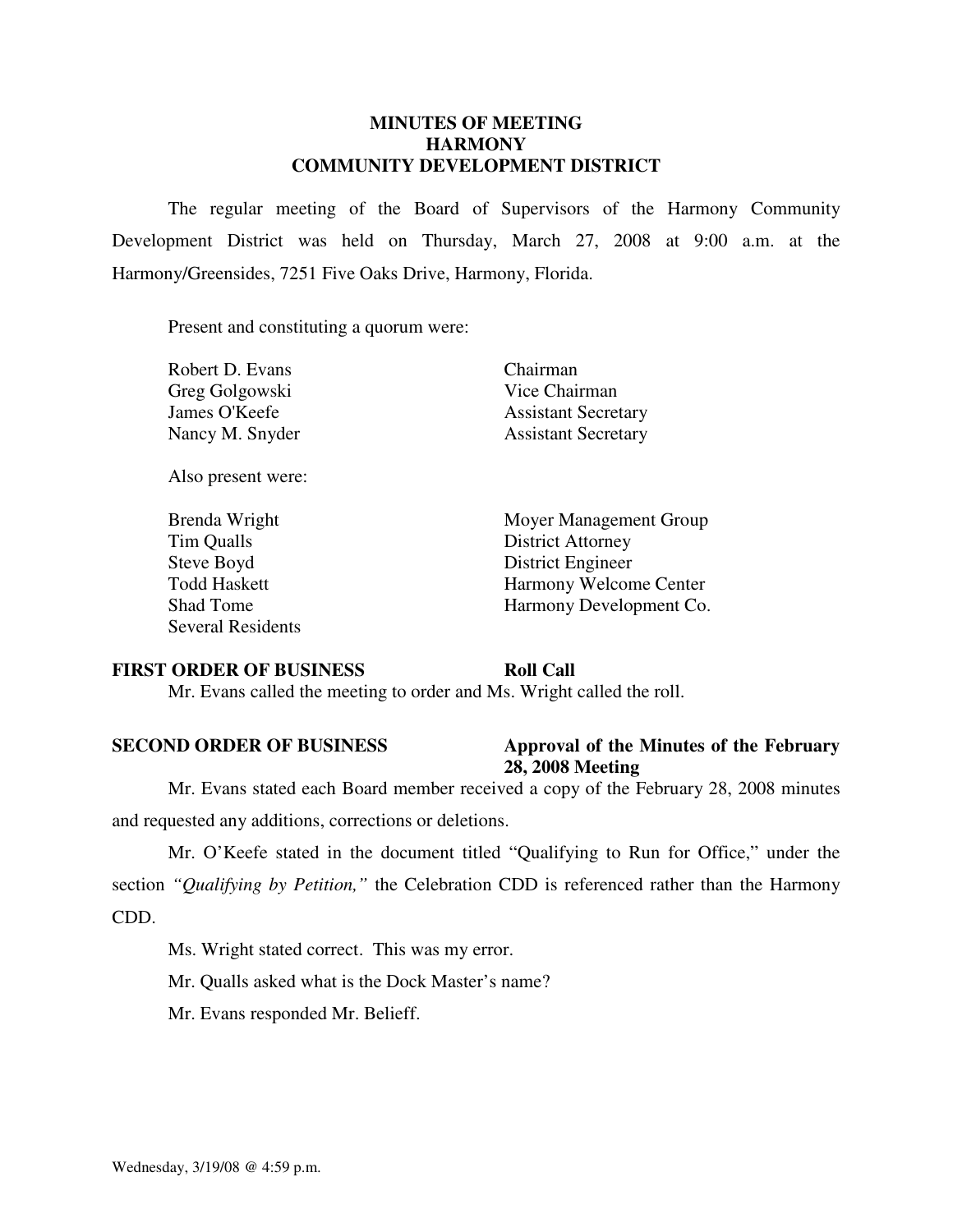# MINUTES OF MEETING
# HARMONY
# COMMUNITY DEVELOPMENT DISTRICT

The regular meeting of the Board of Supervisors of the Harmony Community Development District was held on Thursday, March 27, 2008 at 9:00 a.m. at the Harmony/Greensides, 7251 Five Oaks Drive, Harmony, Florida.

Present and constituting a quorum were:

| | |
|---|---|
| Robert D. Evans | Chairman |
| Greg Golgowski | Vice Chairman |
| James O'Keefe | Assistant Secretary |
| Nancy M. Snyder | Assistant Secretary |

Also present were:

| | |
|---|---|
| Brenda Wright | Moyer Management Group |
| Tim Qualls | District Attorney |
| Steve Boyd | District Engineer |
| Todd Haskett | Harmony Welcome Center |
| Shad Tome | Harmony Development Co. |
| Several Residents | |

**FIRST ORDER OF BUSINESS** **Roll Call**

Mr. Evans called the meeting to order and Ms. Wright called the roll.

**SECOND ORDER OF BUSINESS** **Approval of the Minutes of the February 28, 2008 Meeting**

Mr. Evans stated each Board member received a copy of the February 28, 2008 minutes and requested any additions, corrections or deletions.

Mr. O'Keefe stated in the document titled "Qualifying to Run for Office," under the section *"Qualifying by Petition,"* the Celebration CDD is referenced rather than the Harmony CDD.

Ms. Wright stated correct. This was my error.

Mr. Qualls asked what is the Dock Master's name?

Mr. Evans responded Mr. Belieff.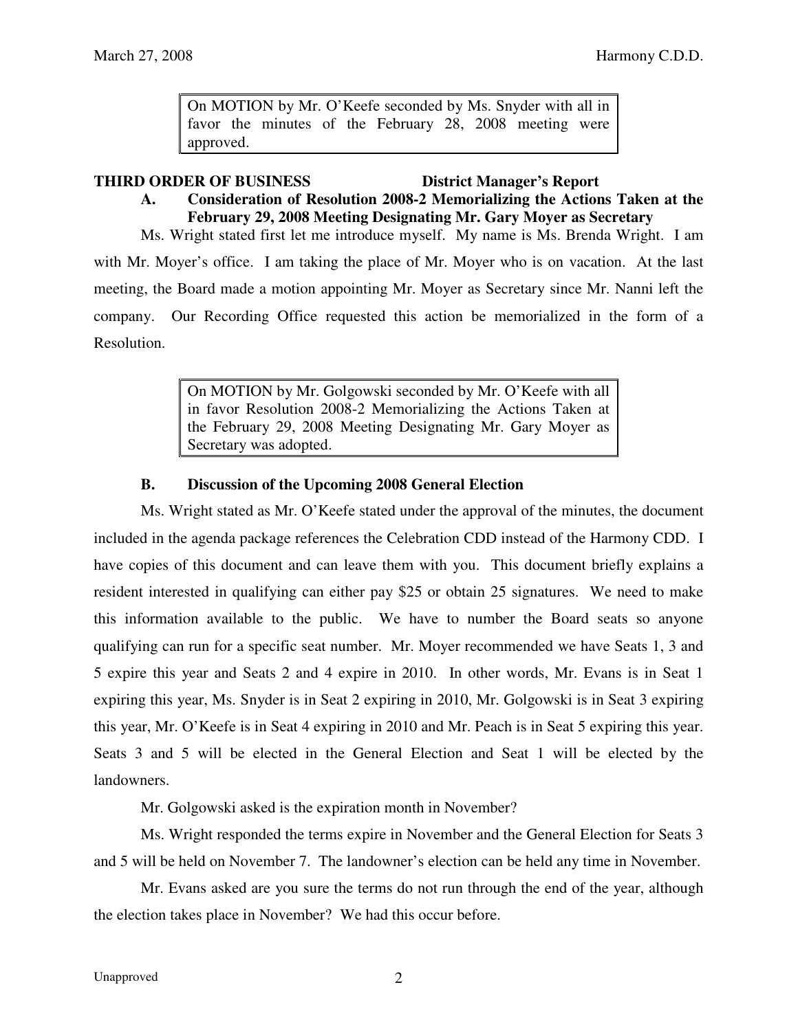On MOTION by Mr. O'Keefe seconded by Ms. Snyder with all in favor the minutes of the February 28, 2008 meeting were approved.

**THIRD ORDER OF BUSINESS — District Manager's Report**

**A. Consideration of Resolution 2008-2 Memorializing the Actions Taken at the February 29, 2008 Meeting Designating Mr. Gary Moyer as Secretary**

Ms. Wright stated first let me introduce myself. My name is Ms. Brenda Wright. I am with Mr. Moyer's office. I am taking the place of Mr. Moyer who is on vacation. At the last meeting, the Board made a motion appointing Mr. Moyer as Secretary since Mr. Nanni left the company. Our Recording Office requested this action be memorialized in the form of a Resolution.

On MOTION by Mr. Golgowski seconded by Mr. O'Keefe with all in favor Resolution 2008-2 Memorializing the Actions Taken at the February 29, 2008 Meeting Designating Mr. Gary Moyer as Secretary was adopted.

**B. Discussion of the Upcoming 2008 General Election**

Ms. Wright stated as Mr. O'Keefe stated under the approval of the minutes, the document included in the agenda package references the Celebration CDD instead of the Harmony CDD. I have copies of this document and can leave them with you. This document briefly explains a resident interested in qualifying can either pay $25 or obtain 25 signatures. We need to make this information available to the public. We have to number the Board seats so anyone qualifying can run for a specific seat number. Mr. Moyer recommended we have Seats 1, 3 and 5 expire this year and Seats 2 and 4 expire in 2010. In other words, Mr. Evans is in Seat 1 expiring this year, Ms. Snyder is in Seat 2 expiring in 2010, Mr. Golgowski is in Seat 3 expiring this year, Mr. O'Keefe is in Seat 4 expiring in 2010 and Mr. Peach is in Seat 5 expiring this year. Seats 3 and 5 will be elected in the General Election and Seat 1 will be elected by the landowners.

Mr. Golgowski asked is the expiration month in November?

Ms. Wright responded the terms expire in November and the General Election for Seats 3 and 5 will be held on November 7. The landowner's election can be held any time in November.

Mr. Evans asked are you sure the terms do not run through the end of the year, although the election takes place in November? We had this occur before.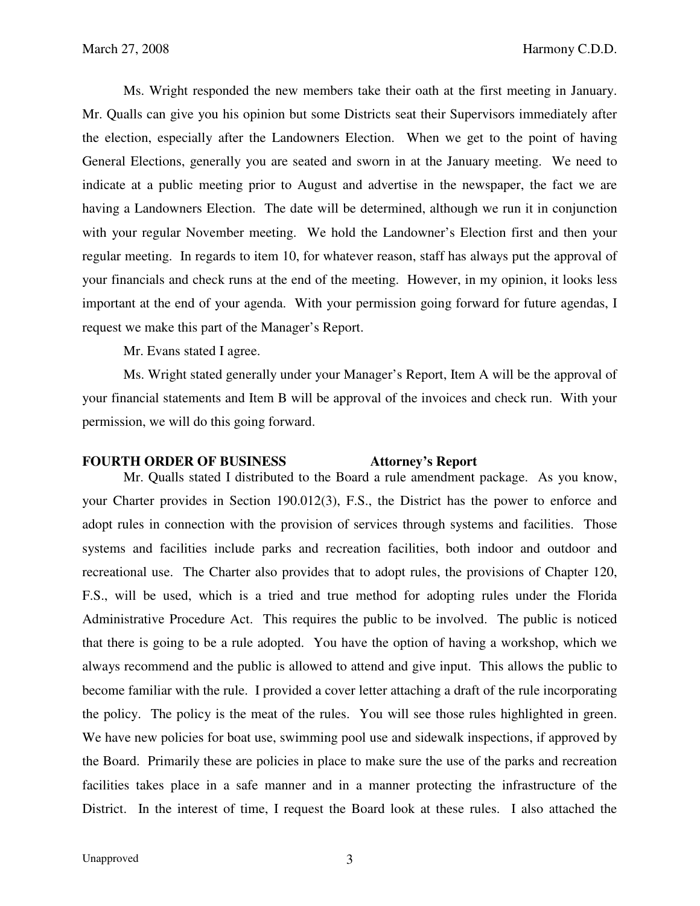Ms. Wright responded the new members take their oath at the first meeting in January. Mr. Qualls can give you his opinion but some Districts seat their Supervisors immediately after the election, especially after the Landowners Election. When we get to the point of having General Elections, generally you are seated and sworn in at the January meeting. We need to indicate at a public meeting prior to August and advertise in the newspaper, the fact we are having a Landowners Election. The date will be determined, although we run it in conjunction with your regular November meeting. We hold the Landowner's Election first and then your regular meeting. In regards to item 10, for whatever reason, staff has always put the approval of your financials and check runs at the end of the meeting. However, in my opinion, it looks less important at the end of your agenda. With your permission going forward for future agendas, I request we make this part of the Manager's Report.

Mr. Evans stated I agree.

Ms. Wright stated generally under your Manager's Report, Item A will be the approval of your financial statements and Item B will be approval of the invoices and check run. With your permission, we will do this going forward.

**FOURTH ORDER OF BUSINESS Attorney's Report**

Mr. Qualls stated I distributed to the Board a rule amendment package. As you know, your Charter provides in Section 190.012(3), F.S., the District has the power to enforce and adopt rules in connection with the provision of services through systems and facilities. Those systems and facilities include parks and recreation facilities, both indoor and outdoor and recreational use. The Charter also provides that to adopt rules, the provisions of Chapter 120, F.S., will be used, which is a tried and true method for adopting rules under the Florida Administrative Procedure Act. This requires the public to be involved. The public is noticed that there is going to be a rule adopted. You have the option of having a workshop, which we always recommend and the public is allowed to attend and give input. This allows the public to become familiar with the rule. I provided a cover letter attaching a draft of the rule incorporating the policy. The policy is the meat of the rules. You will see those rules highlighted in green. We have new policies for boat use, swimming pool use and sidewalk inspections, if approved by the Board. Primarily these are policies in place to make sure the use of the parks and recreation facilities takes place in a safe manner and in a manner protecting the infrastructure of the District. In the interest of time, I request the Board look at these rules. I also attached the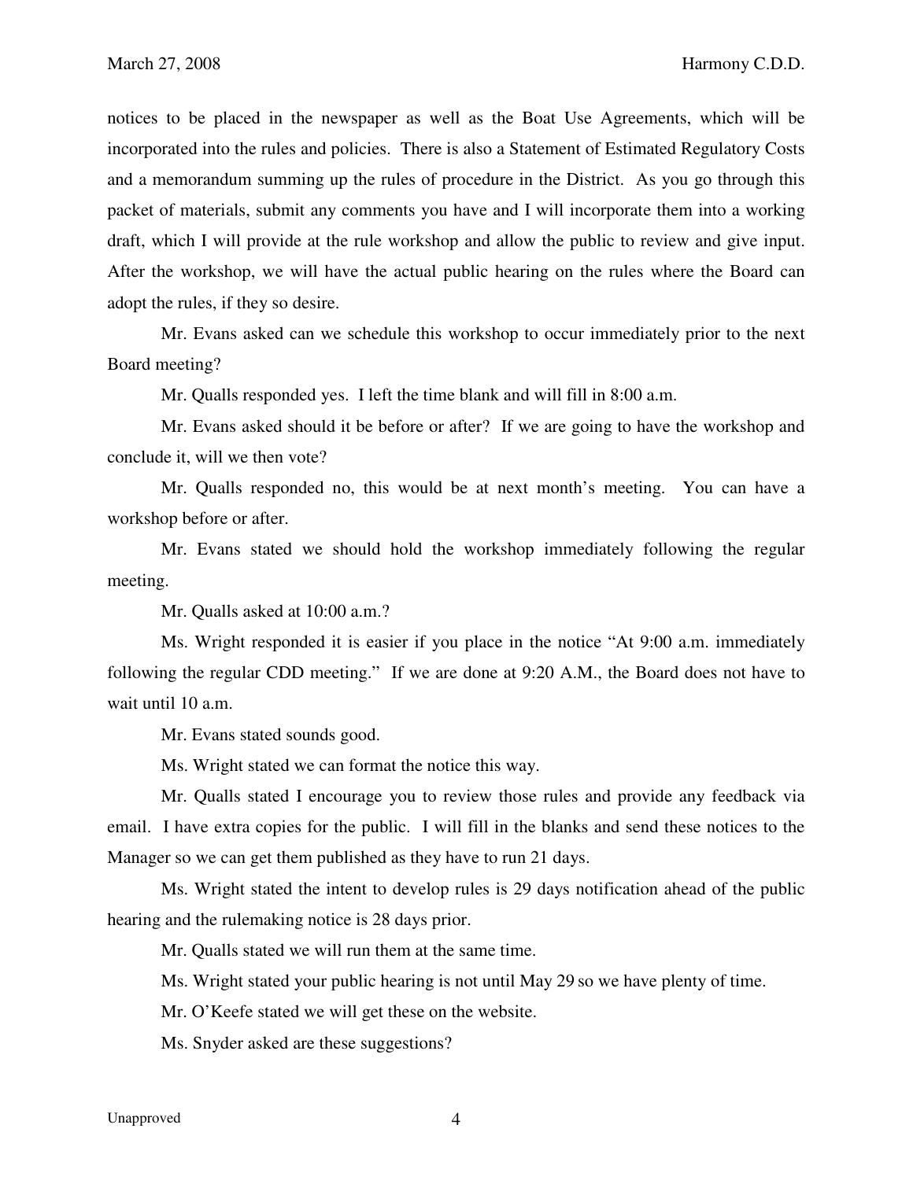notices to be placed in the newspaper as well as the Boat Use Agreements, which will be incorporated into the rules and policies. There is also a Statement of Estimated Regulatory Costs and a memorandum summing up the rules of procedure in the District. As you go through this packet of materials, submit any comments you have and I will incorporate them into a working draft, which I will provide at the rule workshop and allow the public to review and give input. After the workshop, we will have the actual public hearing on the rules where the Board can adopt the rules, if they so desire.

Mr. Evans asked can we schedule this workshop to occur immediately prior to the next Board meeting?

Mr. Qualls responded yes. I left the time blank and will fill in 8:00 a.m.

Mr. Evans asked should it be before or after? If we are going to have the workshop and conclude it, will we then vote?

Mr. Qualls responded no, this would be at next month's meeting. You can have a workshop before or after.

Mr. Evans stated we should hold the workshop immediately following the regular meeting.

Mr. Qualls asked at 10:00 a.m.?

Ms. Wright responded it is easier if you place in the notice "At 9:00 a.m. immediately following the regular CDD meeting." If we are done at 9:20 A.M., the Board does not have to wait until 10 a.m.

Mr. Evans stated sounds good.

Ms. Wright stated we can format the notice this way.

Mr. Qualls stated I encourage you to review those rules and provide any feedback via email. I have extra copies for the public. I will fill in the blanks and send these notices to the Manager so we can get them published as they have to run 21 days.

Ms. Wright stated the intent to develop rules is 29 days notification ahead of the public hearing and the rulemaking notice is 28 days prior.

Mr. Qualls stated we will run them at the same time.

Ms. Wright stated your public hearing is not until May 29 so we have plenty of time.

Mr. O'Keefe stated we will get these on the website.

Ms. Snyder asked are these suggestions?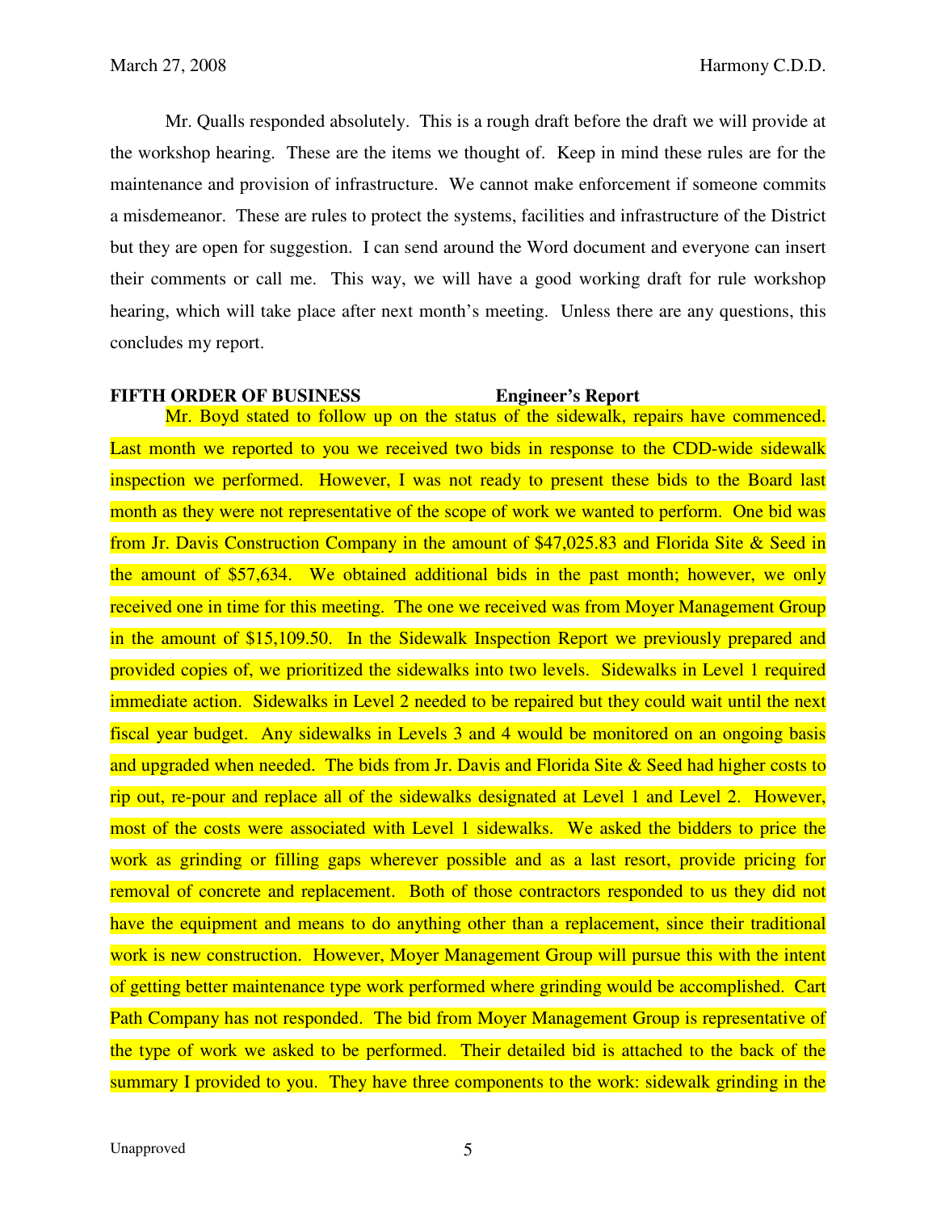Mr. Qualls responded absolutely. This is a rough draft before the draft we will provide at the workshop hearing. These are the items we thought of. Keep in mind these rules are for the maintenance and provision of infrastructure. We cannot make enforcement if someone commits a misdemeanor. These are rules to protect the systems, facilities and infrastructure of the District but they are open for suggestion. I can send around the Word document and everyone can insert their comments or call me. This way, we will have a good working draft for rule workshop hearing, which will take place after next month's meeting. Unless there are any questions, this concludes my report.

**FIFTH ORDER OF BUSINESS** **Engineer's Report**

Mr. Boyd stated to follow up on the status of the sidewalk, repairs have commenced. Last month we reported to you we received two bids in response to the CDD-wide sidewalk inspection we performed. However, I was not ready to present these bids to the Board last month as they were not representative of the scope of work we wanted to perform. One bid was from Jr. Davis Construction Company in the amount of $47,025.83 and Florida Site & Seed in the amount of $57,634. We obtained additional bids in the past month; however, we only received one in time for this meeting. The one we received was from Moyer Management Group in the amount of $15,109.50. In the Sidewalk Inspection Report we previously prepared and provided copies of, we prioritized the sidewalks into two levels. Sidewalks in Level 1 required immediate action. Sidewalks in Level 2 needed to be repaired but they could wait until the next fiscal year budget. Any sidewalks in Levels 3 and 4 would be monitored on an ongoing basis and upgraded when needed. The bids from Jr. Davis and Florida Site & Seed had higher costs to rip out, re-pour and replace all of the sidewalks designated at Level 1 and Level 2. However, most of the costs were associated with Level 1 sidewalks. We asked the bidders to price the work as grinding or filling gaps wherever possible and as a last resort, provide pricing for removal of concrete and replacement. Both of those contractors responded to us they did not have the equipment and means to do anything other than a replacement, since their traditional work is new construction. However, Moyer Management Group will pursue this with the intent of getting better maintenance type work performed where grinding would be accomplished. Cart Path Company has not responded. The bid from Moyer Management Group is representative of the type of work we asked to be performed. Their detailed bid is attached to the back of the summary I provided to you. They have three components to the work: sidewalk grinding in the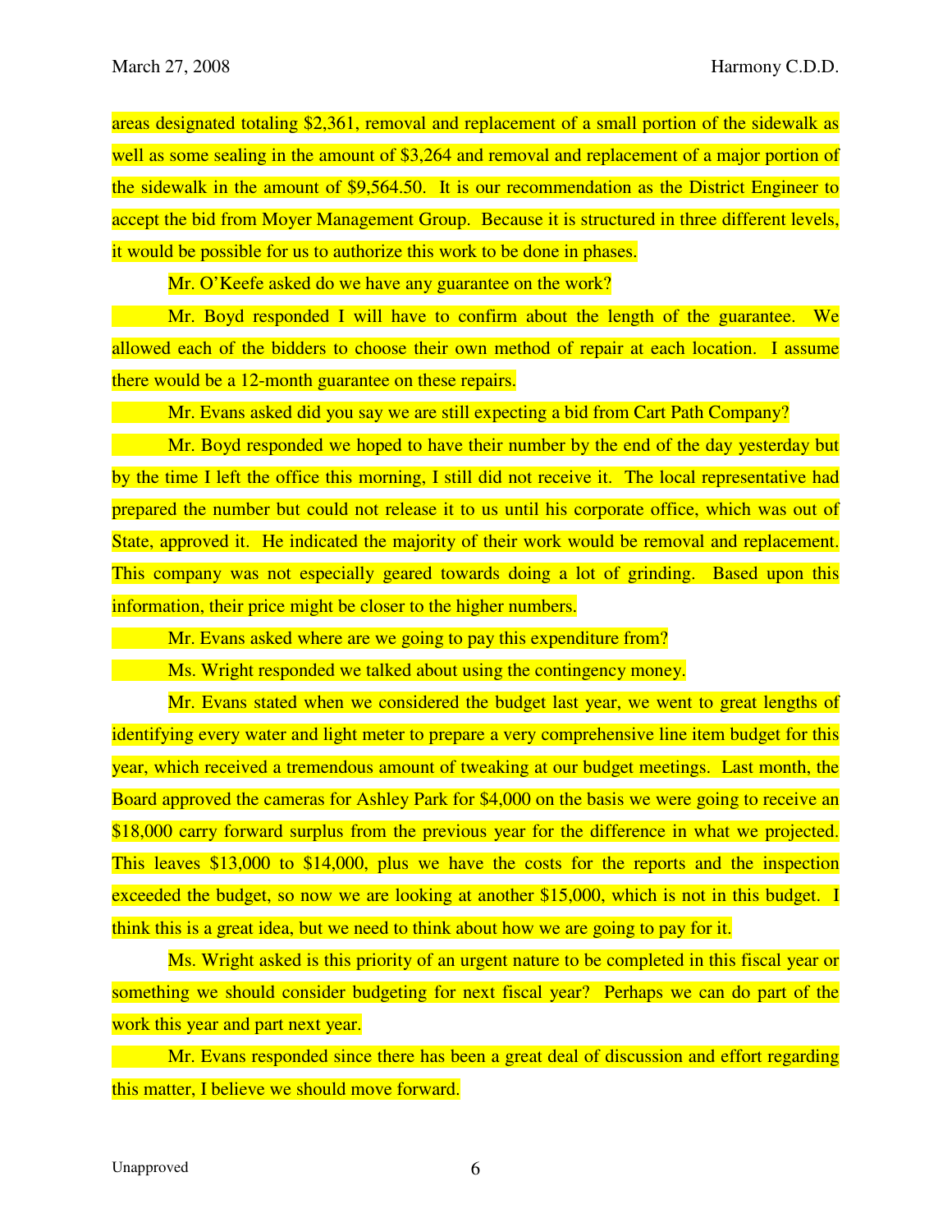areas designated totaling $2,361, removal and replacement of a small portion of the sidewalk as well as some sealing in the amount of $3,264 and removal and replacement of a major portion of the sidewalk in the amount of $9,564.50. It is our recommendation as the District Engineer to accept the bid from Moyer Management Group. Because it is structured in three different levels, it would be possible for us to authorize this work to be done in phases.

Mr. O'Keefe asked do we have any guarantee on the work?

Mr. Boyd responded I will have to confirm about the length of the guarantee. We allowed each of the bidders to choose their own method of repair at each location. I assume there would be a 12-month guarantee on these repairs.

Mr. Evans asked did you say we are still expecting a bid from Cart Path Company?

Mr. Boyd responded we hoped to have their number by the end of the day yesterday but by the time I left the office this morning, I still did not receive it. The local representative had prepared the number but could not release it to us until his corporate office, which was out of State, approved it. He indicated the majority of their work would be removal and replacement. This company was not especially geared towards doing a lot of grinding. Based upon this information, their price might be closer to the higher numbers.

Mr. Evans asked where are we going to pay this expenditure from?

Ms. Wright responded we talked about using the contingency money.

Mr. Evans stated when we considered the budget last year, we went to great lengths of identifying every water and light meter to prepare a very comprehensive line item budget for this year, which received a tremendous amount of tweaking at our budget meetings. Last month, the Board approved the cameras for Ashley Park for $4,000 on the basis we were going to receive an $18,000 carry forward surplus from the previous year for the difference in what we projected. This leaves $13,000 to $14,000, plus we have the costs for the reports and the inspection exceeded the budget, so now we are looking at another $15,000, which is not in this budget. I think this is a great idea, but we need to think about how we are going to pay for it.

Ms. Wright asked is this priority of an urgent nature to be completed in this fiscal year or something we should consider budgeting for next fiscal year? Perhaps we can do part of the work this year and part next year.

Mr. Evans responded since there has been a great deal of discussion and effort regarding this matter, I believe we should move forward.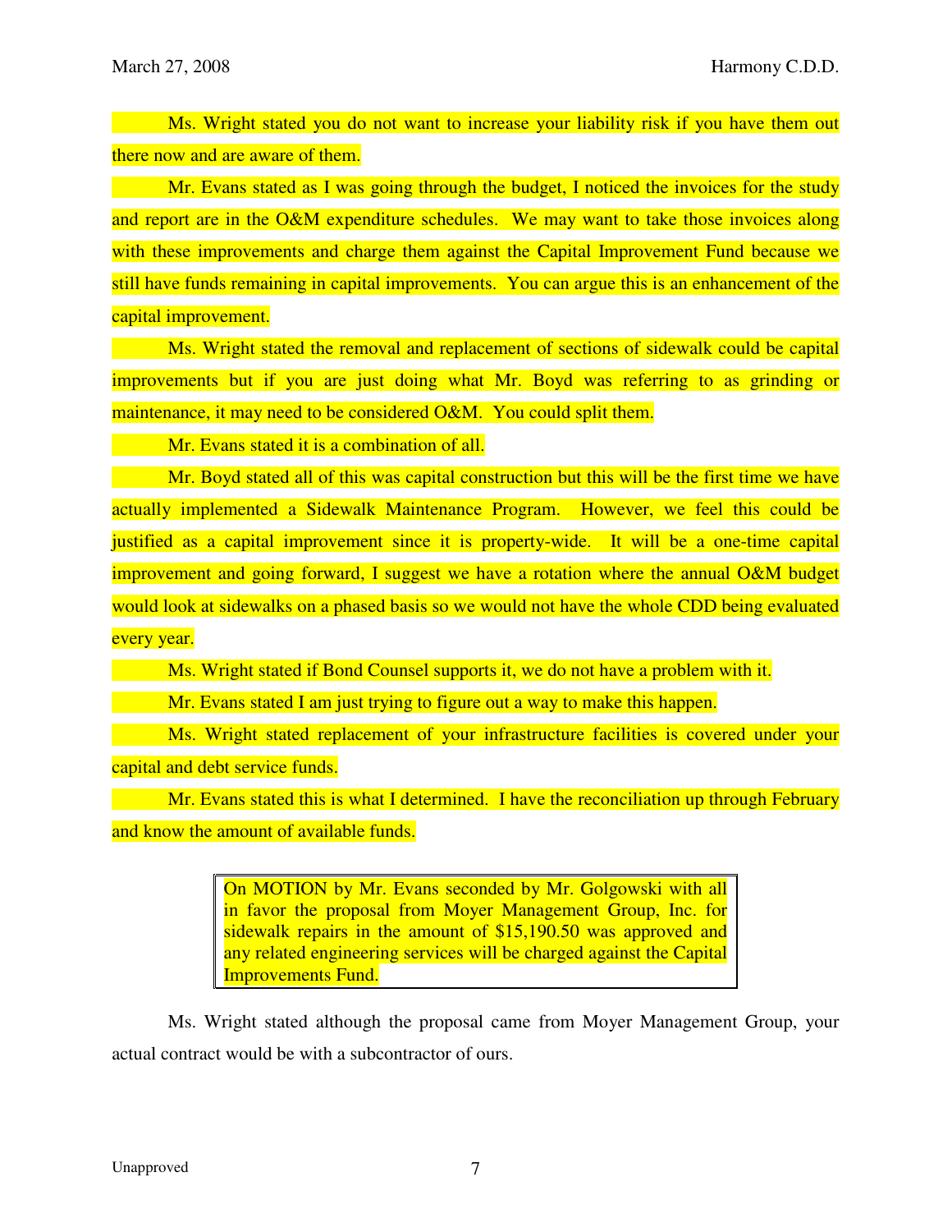Ms. Wright stated you do not want to increase your liability risk if you have them out there now and are aware of them.

Mr. Evans stated as I was going through the budget, I noticed the invoices for the study and report are in the O&M expenditure schedules. We may want to take those invoices along with these improvements and charge them against the Capital Improvement Fund because we still have funds remaining in capital improvements. You can argue this is an enhancement of the capital improvement.

Ms. Wright stated the removal and replacement of sections of sidewalk could be capital improvements but if you are just doing what Mr. Boyd was referring to as grinding or maintenance, it may need to be considered O&M. You could split them.

Mr. Evans stated it is a combination of all.

Mr. Boyd stated all of this was capital construction but this will be the first time we have actually implemented a Sidewalk Maintenance Program. However, we feel this could be justified as a capital improvement since it is property-wide. It will be a one-time capital improvement and going forward, I suggest we have a rotation where the annual O&M budget would look at sidewalks on a phased basis so we would not have the whole CDD being evaluated every year.

Ms. Wright stated if Bond Counsel supports it, we do not have a problem with it.

Mr. Evans stated I am just trying to figure out a way to make this happen.

Ms. Wright stated replacement of your infrastructure facilities is covered under your capital and debt service funds.

Mr. Evans stated this is what I determined. I have the reconciliation up through February and know the amount of available funds.

> On MOTION by Mr. Evans seconded by Mr. Golgowski with all in favor the proposal from Moyer Management Group, Inc. for sidewalk repairs in the amount of $15,190.50 was approved and any related engineering services will be charged against the Capital Improvements Fund.

Ms. Wright stated although the proposal came from Moyer Management Group, your actual contract would be with a subcontractor of ours.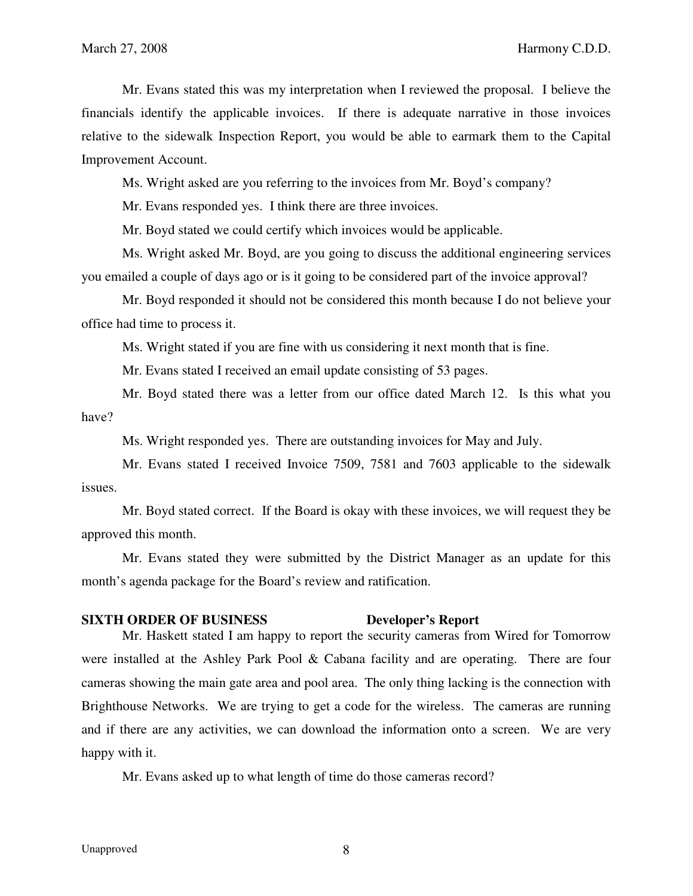Mr. Evans stated this was my interpretation when I reviewed the proposal. I believe the financials identify the applicable invoices. If there is adequate narrative in those invoices relative to the sidewalk Inspection Report, you would be able to earmark them to the Capital Improvement Account.

Ms. Wright asked are you referring to the invoices from Mr. Boyd's company?

Mr. Evans responded yes. I think there are three invoices.

Mr. Boyd stated we could certify which invoices would be applicable.

Ms. Wright asked Mr. Boyd, are you going to discuss the additional engineering services you emailed a couple of days ago or is it going to be considered part of the invoice approval?

Mr. Boyd responded it should not be considered this month because I do not believe your office had time to process it.

Ms. Wright stated if you are fine with us considering it next month that is fine.

Mr. Evans stated I received an email update consisting of 53 pages.

Mr. Boyd stated there was a letter from our office dated March 12. Is this what you have?

Ms. Wright responded yes. There are outstanding invoices for May and July.

Mr. Evans stated I received Invoice 7509, 7581 and 7603 applicable to the sidewalk issues.

Mr. Boyd stated correct. If the Board is okay with these invoices, we will request they be approved this month.

Mr. Evans stated they were submitted by the District Manager as an update for this month's agenda package for the Board's review and ratification.

**SIXTH ORDER OF BUSINESS** **Developer's Report**

Mr. Haskett stated I am happy to report the security cameras from Wired for Tomorrow were installed at the Ashley Park Pool & Cabana facility and are operating. There are four cameras showing the main gate area and pool area. The only thing lacking is the connection with Brighthouse Networks. We are trying to get a code for the wireless. The cameras are running and if there are any activities, we can download the information onto a screen. We are very happy with it.

Mr. Evans asked up to what length of time do those cameras record?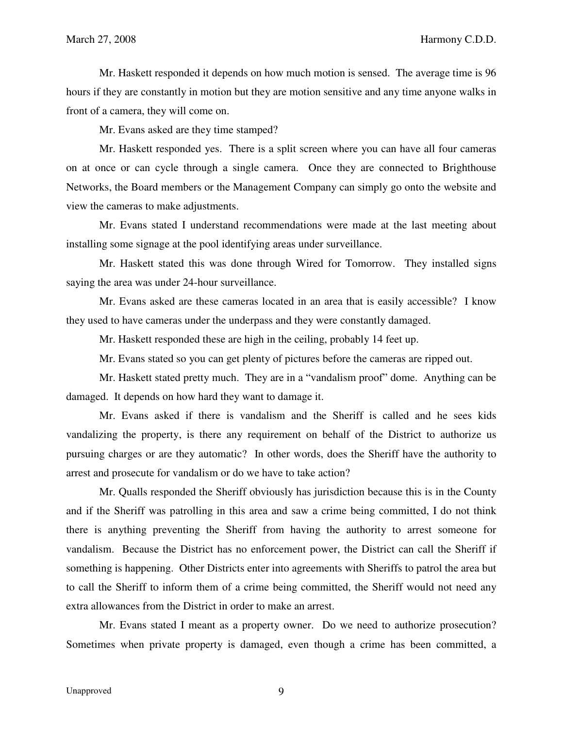Mr. Haskett responded it depends on how much motion is sensed. The average time is 96 hours if they are constantly in motion but they are motion sensitive and any time anyone walks in front of a camera, they will come on.

Mr. Evans asked are they time stamped?

Mr. Haskett responded yes. There is a split screen where you can have all four cameras on at once or can cycle through a single camera. Once they are connected to Brighthouse Networks, the Board members or the Management Company can simply go onto the website and view the cameras to make adjustments.

Mr. Evans stated I understand recommendations were made at the last meeting about installing some signage at the pool identifying areas under surveillance.

Mr. Haskett stated this was done through Wired for Tomorrow. They installed signs saying the area was under 24-hour surveillance.

Mr. Evans asked are these cameras located in an area that is easily accessible? I know they used to have cameras under the underpass and they were constantly damaged.

Mr. Haskett responded these are high in the ceiling, probably 14 feet up.

Mr. Evans stated so you can get plenty of pictures before the cameras are ripped out.

Mr. Haskett stated pretty much. They are in a "vandalism proof" dome. Anything can be damaged. It depends on how hard they want to damage it.

Mr. Evans asked if there is vandalism and the Sheriff is called and he sees kids vandalizing the property, is there any requirement on behalf of the District to authorize us pursuing charges or are they automatic? In other words, does the Sheriff have the authority to arrest and prosecute for vandalism or do we have to take action?

Mr. Qualls responded the Sheriff obviously has jurisdiction because this is in the County and if the Sheriff was patrolling in this area and saw a crime being committed, I do not think there is anything preventing the Sheriff from having the authority to arrest someone for vandalism. Because the District has no enforcement power, the District can call the Sheriff if something is happening. Other Districts enter into agreements with Sheriffs to patrol the area but to call the Sheriff to inform them of a crime being committed, the Sheriff would not need any extra allowances from the District in order to make an arrest.

Mr. Evans stated I meant as a property owner. Do we need to authorize prosecution? Sometimes when private property is damaged, even though a crime has been committed, a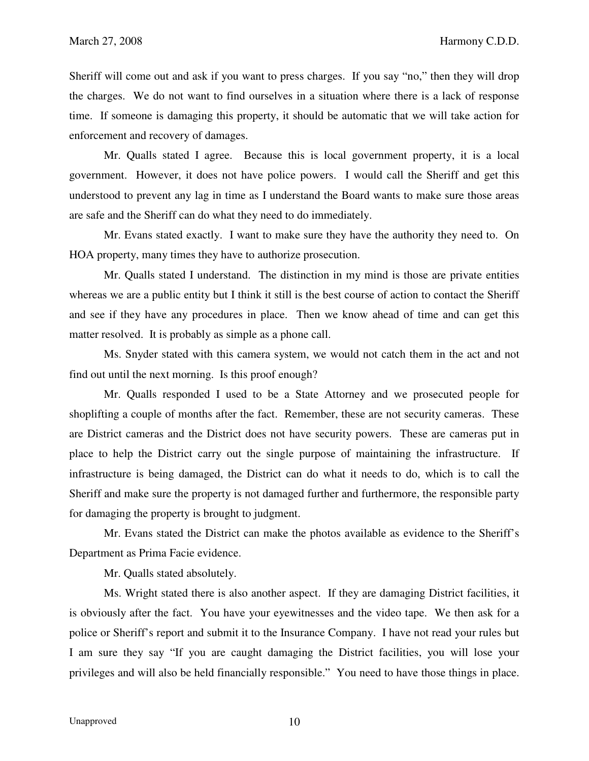Sheriff will come out and ask if you want to press charges. If you say "no," then they will drop the charges. We do not want to find ourselves in a situation where there is a lack of response time. If someone is damaging this property, it should be automatic that we will take action for enforcement and recovery of damages.

Mr. Qualls stated I agree. Because this is local government property, it is a local government. However, it does not have police powers. I would call the Sheriff and get this understood to prevent any lag in time as I understand the Board wants to make sure those areas are safe and the Sheriff can do what they need to do immediately.

Mr. Evans stated exactly. I want to make sure they have the authority they need to. On HOA property, many times they have to authorize prosecution.

Mr. Qualls stated I understand. The distinction in my mind is those are private entities whereas we are a public entity but I think it still is the best course of action to contact the Sheriff and see if they have any procedures in place. Then we know ahead of time and can get this matter resolved. It is probably as simple as a phone call.

Ms. Snyder stated with this camera system, we would not catch them in the act and not find out until the next morning. Is this proof enough?

Mr. Qualls responded I used to be a State Attorney and we prosecuted people for shoplifting a couple of months after the fact. Remember, these are not security cameras. These are District cameras and the District does not have security powers. These are cameras put in place to help the District carry out the single purpose of maintaining the infrastructure. If infrastructure is being damaged, the District can do what it needs to do, which is to call the Sheriff and make sure the property is not damaged further and furthermore, the responsible party for damaging the property is brought to judgment.

Mr. Evans stated the District can make the photos available as evidence to the Sheriff's Department as Prima Facie evidence.

Mr. Qualls stated absolutely.

Ms. Wright stated there is also another aspect. If they are damaging District facilities, it is obviously after the fact. You have your eyewitnesses and the video tape. We then ask for a police or Sheriff's report and submit it to the Insurance Company. I have not read your rules but I am sure they say "If you are caught damaging the District facilities, you will lose your privileges and will also be held financially responsible." You need to have those things in place.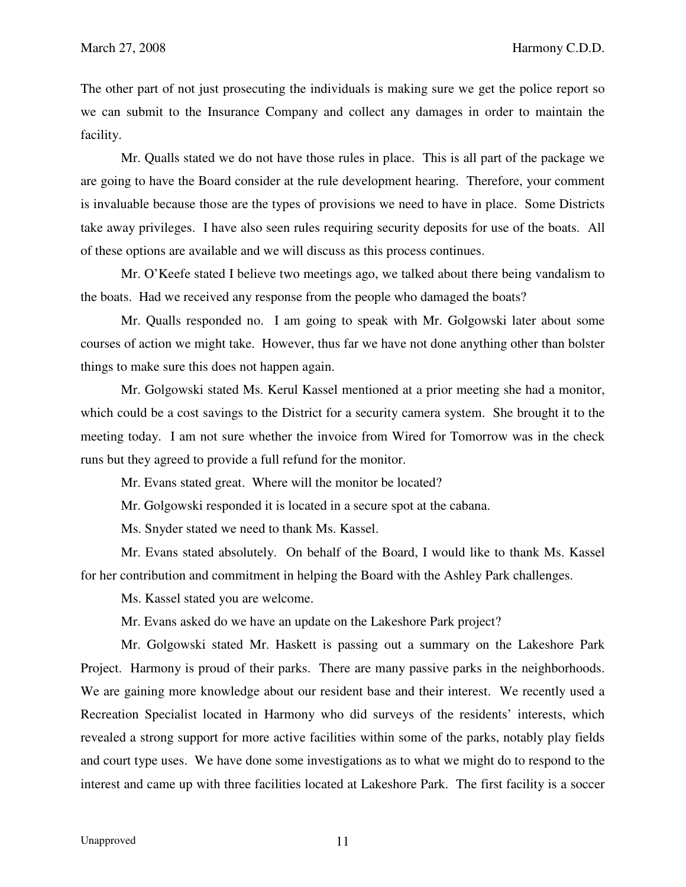The other part of not just prosecuting the individuals is making sure we get the police report so we can submit to the Insurance Company and collect any damages in order to maintain the facility.

Mr. Qualls stated we do not have those rules in place. This is all part of the package we are going to have the Board consider at the rule development hearing. Therefore, your comment is invaluable because those are the types of provisions we need to have in place. Some Districts take away privileges. I have also seen rules requiring security deposits for use of the boats. All of these options are available and we will discuss as this process continues.

Mr. O'Keefe stated I believe two meetings ago, we talked about there being vandalism to the boats. Had we received any response from the people who damaged the boats?

Mr. Qualls responded no. I am going to speak with Mr. Golgowski later about some courses of action we might take. However, thus far we have not done anything other than bolster things to make sure this does not happen again.

Mr. Golgowski stated Ms. Kerul Kassel mentioned at a prior meeting she had a monitor, which could be a cost savings to the District for a security camera system. She brought it to the meeting today. I am not sure whether the invoice from Wired for Tomorrow was in the check runs but they agreed to provide a full refund for the monitor.

Mr. Evans stated great. Where will the monitor be located?

Mr. Golgowski responded it is located in a secure spot at the cabana.

Ms. Snyder stated we need to thank Ms. Kassel.

Mr. Evans stated absolutely. On behalf of the Board, I would like to thank Ms. Kassel for her contribution and commitment in helping the Board with the Ashley Park challenges.

Ms. Kassel stated you are welcome.

Mr. Evans asked do we have an update on the Lakeshore Park project?

Mr. Golgowski stated Mr. Haskett is passing out a summary on the Lakeshore Park Project. Harmony is proud of their parks. There are many passive parks in the neighborhoods. We are gaining more knowledge about our resident base and their interest. We recently used a Recreation Specialist located in Harmony who did surveys of the residents' interests, which revealed a strong support for more active facilities within some of the parks, notably play fields and court type uses. We have done some investigations as to what we might do to respond to the interest and came up with three facilities located at Lakeshore Park. The first facility is a soccer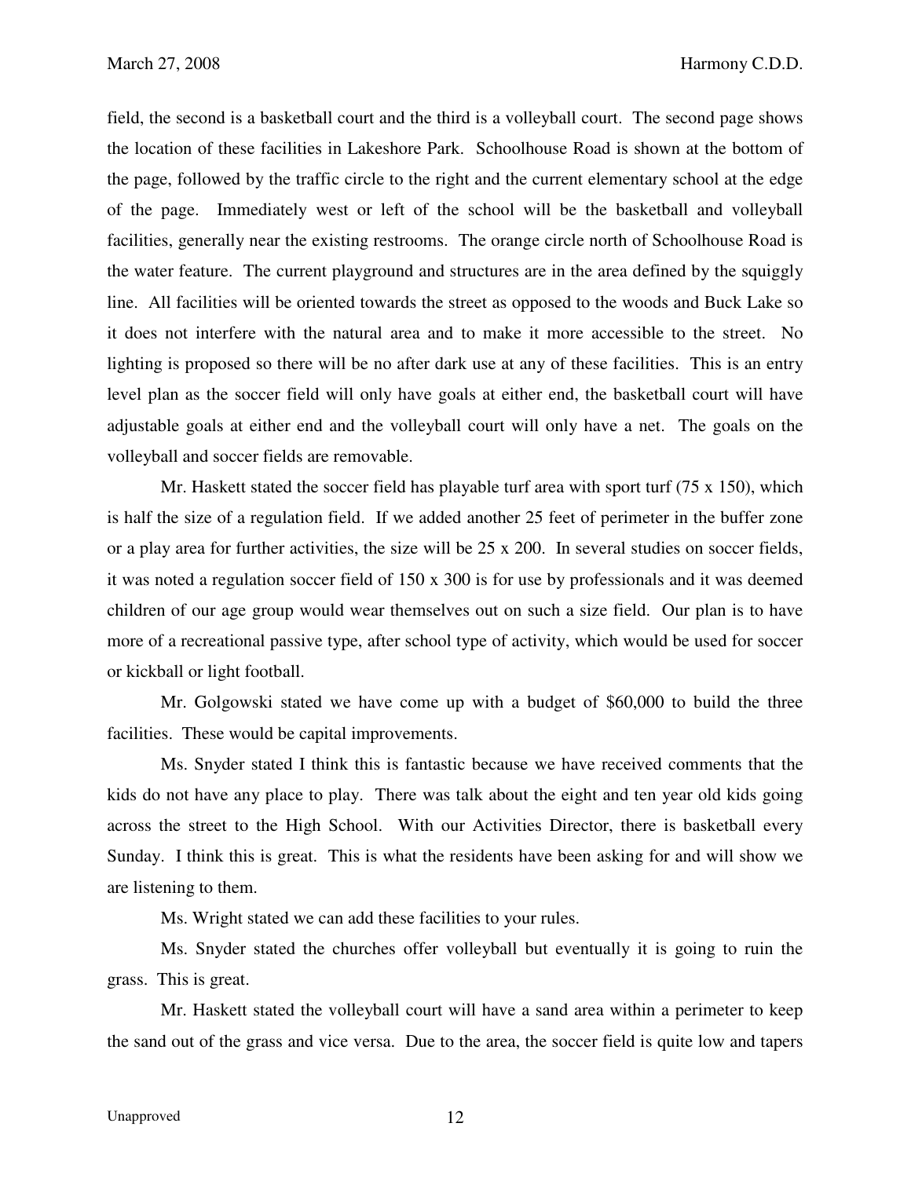field, the second is a basketball court and the third is a volleyball court. The second page shows the location of these facilities in Lakeshore Park. Schoolhouse Road is shown at the bottom of the page, followed by the traffic circle to the right and the current elementary school at the edge of the page. Immediately west or left of the school will be the basketball and volleyball facilities, generally near the existing restrooms. The orange circle north of Schoolhouse Road is the water feature. The current playground and structures are in the area defined by the squiggly line. All facilities will be oriented towards the street as opposed to the woods and Buck Lake so it does not interfere with the natural area and to make it more accessible to the street. No lighting is proposed so there will be no after dark use at any of these facilities. This is an entry level plan as the soccer field will only have goals at either end, the basketball court will have adjustable goals at either end and the volleyball court will only have a net. The goals on the volleyball and soccer fields are removable.

Mr. Haskett stated the soccer field has playable turf area with sport turf (75 x 150), which is half the size of a regulation field. If we added another 25 feet of perimeter in the buffer zone or a play area for further activities, the size will be 25 x 200. In several studies on soccer fields, it was noted a regulation soccer field of 150 x 300 is for use by professionals and it was deemed children of our age group would wear themselves out on such a size field. Our plan is to have more of a recreational passive type, after school type of activity, which would be used for soccer or kickball or light football.

Mr. Golgowski stated we have come up with a budget of $60,000 to build the three facilities. These would be capital improvements.

Ms. Snyder stated I think this is fantastic because we have received comments that the kids do not have any place to play. There was talk about the eight and ten year old kids going across the street to the High School. With our Activities Director, there is basketball every Sunday. I think this is great. This is what the residents have been asking for and will show we are listening to them.

Ms. Wright stated we can add these facilities to your rules.

Ms. Snyder stated the churches offer volleyball but eventually it is going to ruin the grass. This is great.

Mr. Haskett stated the volleyball court will have a sand area within a perimeter to keep the sand out of the grass and vice versa. Due to the area, the soccer field is quite low and tapers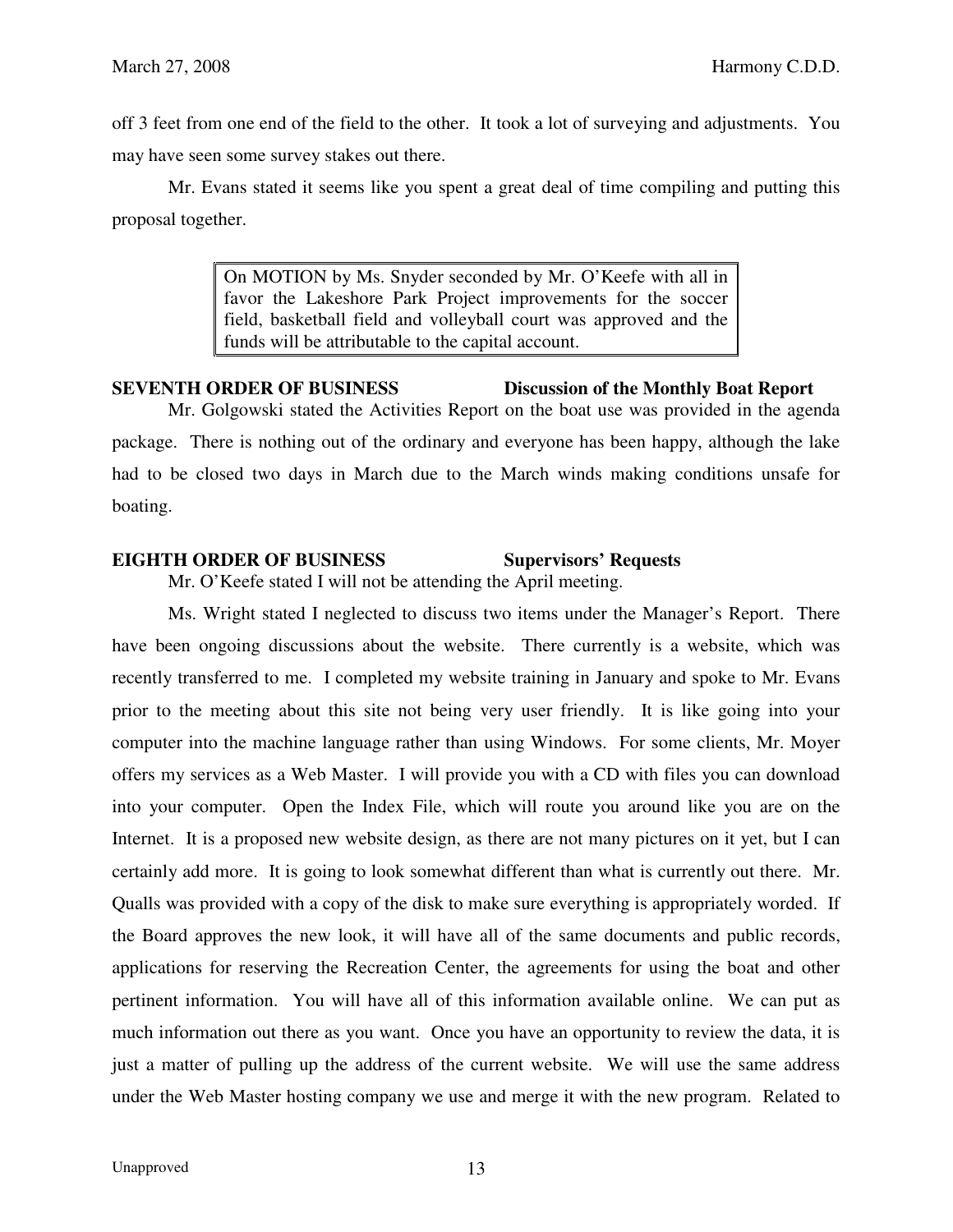off 3 feet from one end of the field to the other. It took a lot of surveying and adjustments. You may have seen some survey stakes out there.

Mr. Evans stated it seems like you spent a great deal of time compiling and putting this proposal together.

> On MOTION by Ms. Snyder seconded by Mr. O'Keefe with all in favor the Lakeshore Park Project improvements for the soccer field, basketball field and volleyball court was approved and the funds will be attributable to the capital account.

**SEVENTH ORDER OF BUSINESS Discussion of the Monthly Boat Report**

Mr. Golgowski stated the Activities Report on the boat use was provided in the agenda package. There is nothing out of the ordinary and everyone has been happy, although the lake had to be closed two days in March due to the March winds making conditions unsafe for boating.

**EIGHTH ORDER OF BUSINESS Supervisors' Requests**

Mr. O'Keefe stated I will not be attending the April meeting.

Ms. Wright stated I neglected to discuss two items under the Manager's Report. There have been ongoing discussions about the website. There currently is a website, which was recently transferred to me. I completed my website training in January and spoke to Mr. Evans prior to the meeting about this site not being very user friendly. It is like going into your computer into the machine language rather than using Windows. For some clients, Mr. Moyer offers my services as a Web Master. I will provide you with a CD with files you can download into your computer. Open the Index File, which will route you around like you are on the Internet. It is a proposed new website design, as there are not many pictures on it yet, but I can certainly add more. It is going to look somewhat different than what is currently out there. Mr. Qualls was provided with a copy of the disk to make sure everything is appropriately worded. If the Board approves the new look, it will have all of the same documents and public records, applications for reserving the Recreation Center, the agreements for using the boat and other pertinent information. You will have all of this information available online. We can put as much information out there as you want. Once you have an opportunity to review the data, it is just a matter of pulling up the address of the current website. We will use the same address under the Web Master hosting company we use and merge it with the new program. Related to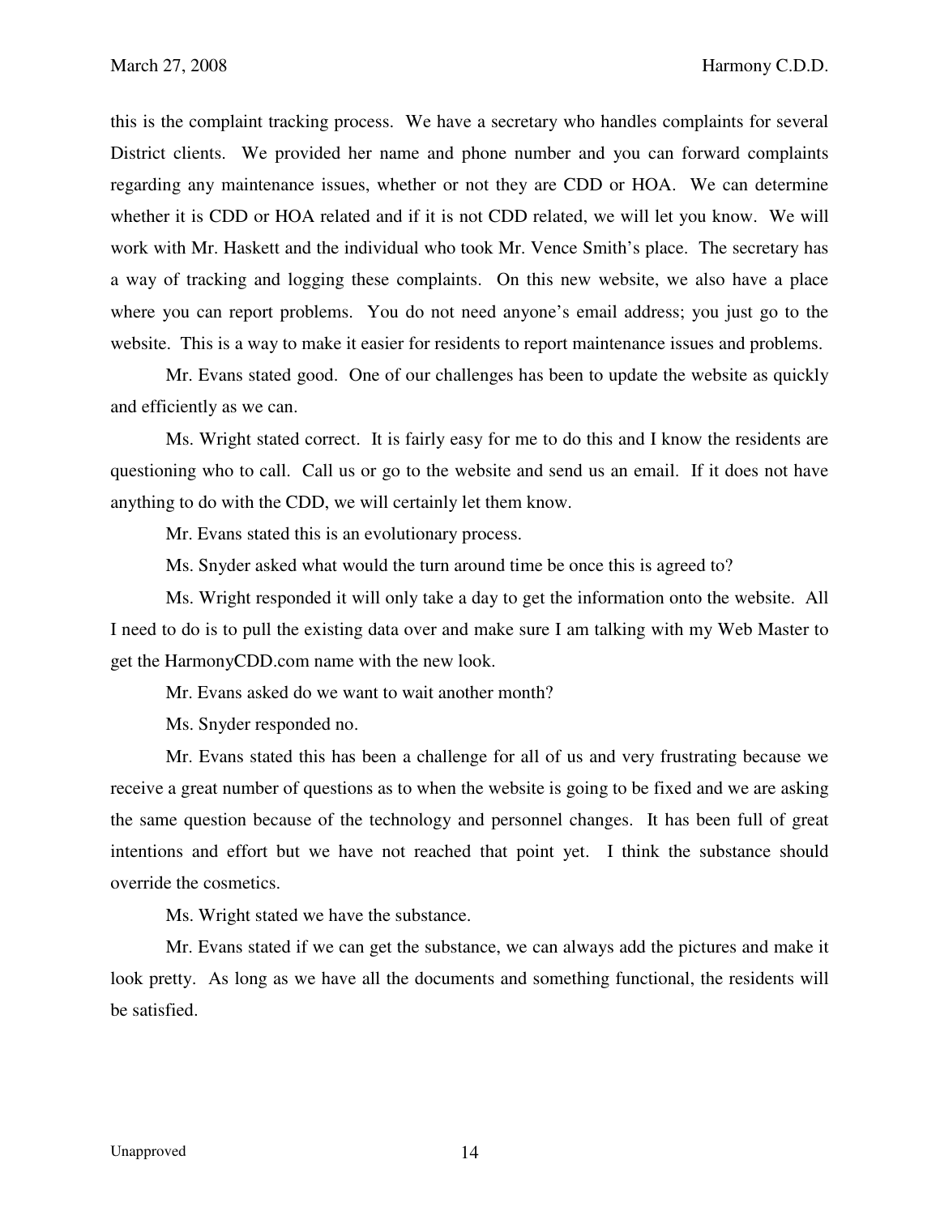this is the complaint tracking process. We have a secretary who handles complaints for several District clients. We provided her name and phone number and you can forward complaints regarding any maintenance issues, whether or not they are CDD or HOA. We can determine whether it is CDD or HOA related and if it is not CDD related, we will let you know. We will work with Mr. Haskett and the individual who took Mr. Vence Smith's place. The secretary has a way of tracking and logging these complaints. On this new website, we also have a place where you can report problems. You do not need anyone's email address; you just go to the website. This is a way to make it easier for residents to report maintenance issues and problems.

Mr. Evans stated good. One of our challenges has been to update the website as quickly and efficiently as we can.

Ms. Wright stated correct. It is fairly easy for me to do this and I know the residents are questioning who to call. Call us or go to the website and send us an email. If it does not have anything to do with the CDD, we will certainly let them know.

Mr. Evans stated this is an evolutionary process.

Ms. Snyder asked what would the turn around time be once this is agreed to?

Ms. Wright responded it will only take a day to get the information onto the website. All I need to do is to pull the existing data over and make sure I am talking with my Web Master to get the HarmonyCDD.com name with the new look.

Mr. Evans asked do we want to wait another month?

Ms. Snyder responded no.

Mr. Evans stated this has been a challenge for all of us and very frustrating because we receive a great number of questions as to when the website is going to be fixed and we are asking the same question because of the technology and personnel changes. It has been full of great intentions and effort but we have not reached that point yet. I think the substance should override the cosmetics.

Ms. Wright stated we have the substance.

Mr. Evans stated if we can get the substance, we can always add the pictures and make it look pretty. As long as we have all the documents and something functional, the residents will be satisfied.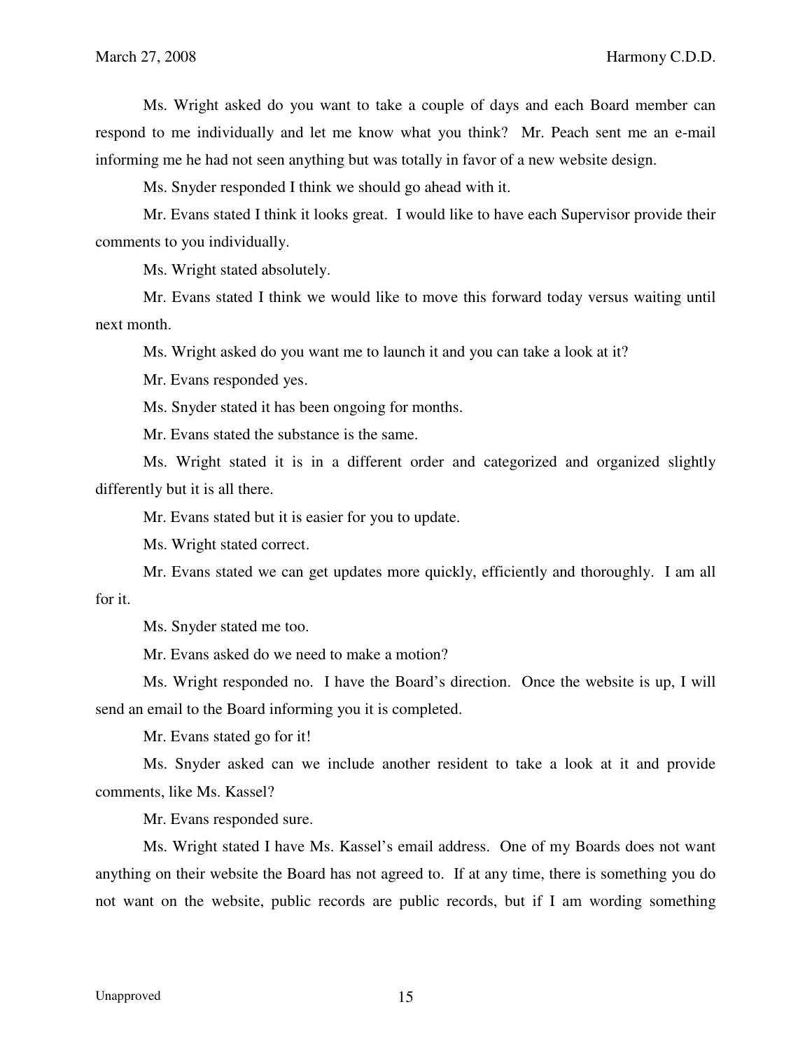Ms. Wright asked do you want to take a couple of days and each Board member can respond to me individually and let me know what you think? Mr. Peach sent me an e-mail informing me he had not seen anything but was totally in favor of a new website design.

Ms. Snyder responded I think we should go ahead with it.

Mr. Evans stated I think it looks great. I would like to have each Supervisor provide their comments to you individually.

Ms. Wright stated absolutely.

Mr. Evans stated I think we would like to move this forward today versus waiting until next month.

Ms. Wright asked do you want me to launch it and you can take a look at it?

Mr. Evans responded yes.

Ms. Snyder stated it has been ongoing for months.

Mr. Evans stated the substance is the same.

Ms. Wright stated it is in a different order and categorized and organized slightly differently but it is all there.

Mr. Evans stated but it is easier for you to update.

Ms. Wright stated correct.

Mr. Evans stated we can get updates more quickly, efficiently and thoroughly. I am all for it.

Ms. Snyder stated me too.

Mr. Evans asked do we need to make a motion?

Ms. Wright responded no. I have the Board's direction. Once the website is up, I will send an email to the Board informing you it is completed.

Mr. Evans stated go for it!

Ms. Snyder asked can we include another resident to take a look at it and provide comments, like Ms. Kassel?

Mr. Evans responded sure.

Ms. Wright stated I have Ms. Kassel's email address. One of my Boards does not want anything on their website the Board has not agreed to. If at any time, there is something you do not want on the website, public records are public records, but if I am wording something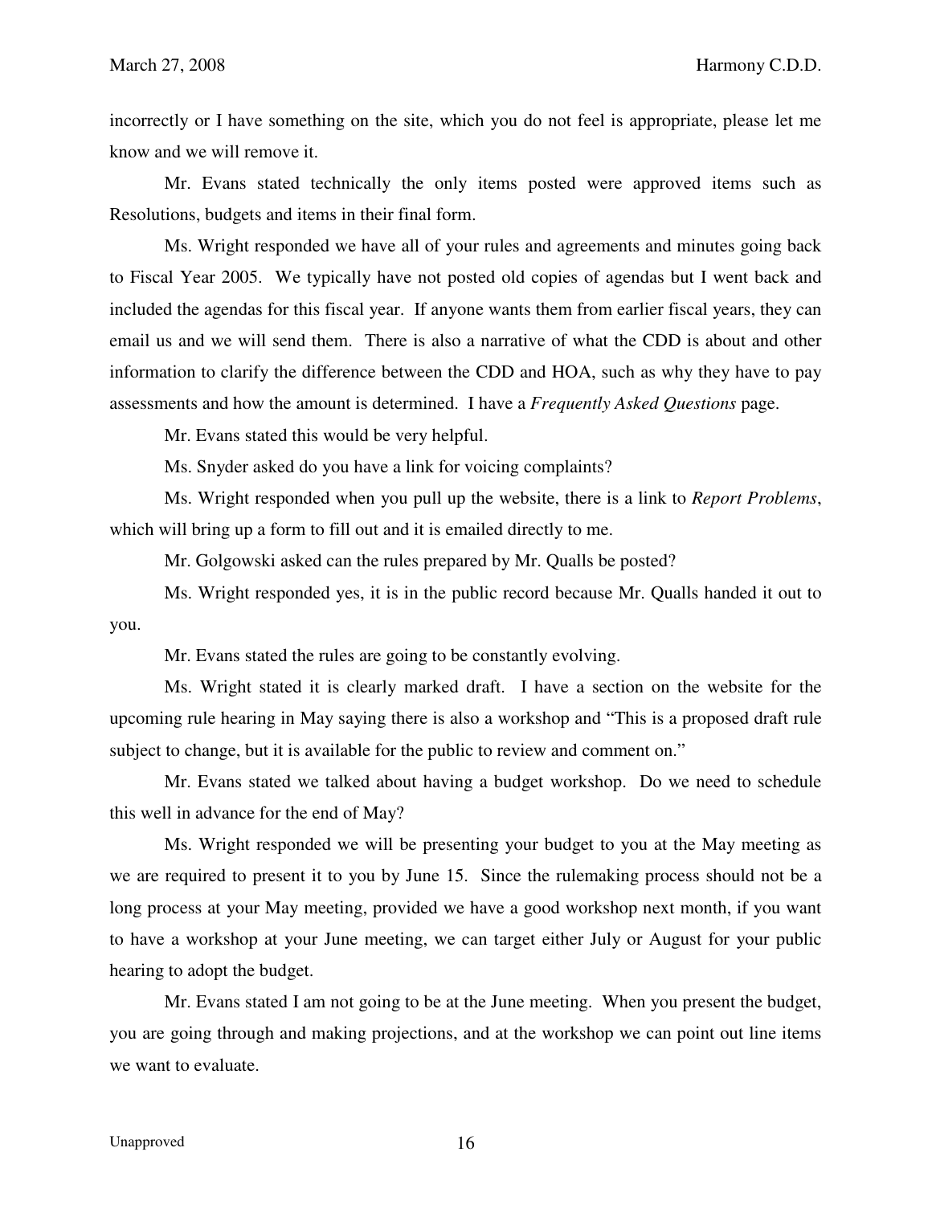incorrectly or I have something on the site, which you do not feel is appropriate, please let me know and we will remove it.

Mr. Evans stated technically the only items posted were approved items such as Resolutions, budgets and items in their final form.

Ms. Wright responded we have all of your rules and agreements and minutes going back to Fiscal Year 2005. We typically have not posted old copies of agendas but I went back and included the agendas for this fiscal year. If anyone wants them from earlier fiscal years, they can email us and we will send them. There is also a narrative of what the CDD is about and other information to clarify the difference between the CDD and HOA, such as why they have to pay assessments and how the amount is determined. I have a *Frequently Asked Questions* page.

Mr. Evans stated this would be very helpful.

Ms. Snyder asked do you have a link for voicing complaints?

Ms. Wright responded when you pull up the website, there is a link to *Report Problems*, which will bring up a form to fill out and it is emailed directly to me.

Mr. Golgowski asked can the rules prepared by Mr. Qualls be posted?

Ms. Wright responded yes, it is in the public record because Mr. Qualls handed it out to you.

Mr. Evans stated the rules are going to be constantly evolving.

Ms. Wright stated it is clearly marked draft. I have a section on the website for the upcoming rule hearing in May saying there is also a workshop and "This is a proposed draft rule subject to change, but it is available for the public to review and comment on."

Mr. Evans stated we talked about having a budget workshop. Do we need to schedule this well in advance for the end of May?

Ms. Wright responded we will be presenting your budget to you at the May meeting as we are required to present it to you by June 15. Since the rulemaking process should not be a long process at your May meeting, provided we have a good workshop next month, if you want to have a workshop at your June meeting, we can target either July or August for your public hearing to adopt the budget.

Mr. Evans stated I am not going to be at the June meeting. When you present the budget, you are going through and making projections, and at the workshop we can point out line items we want to evaluate.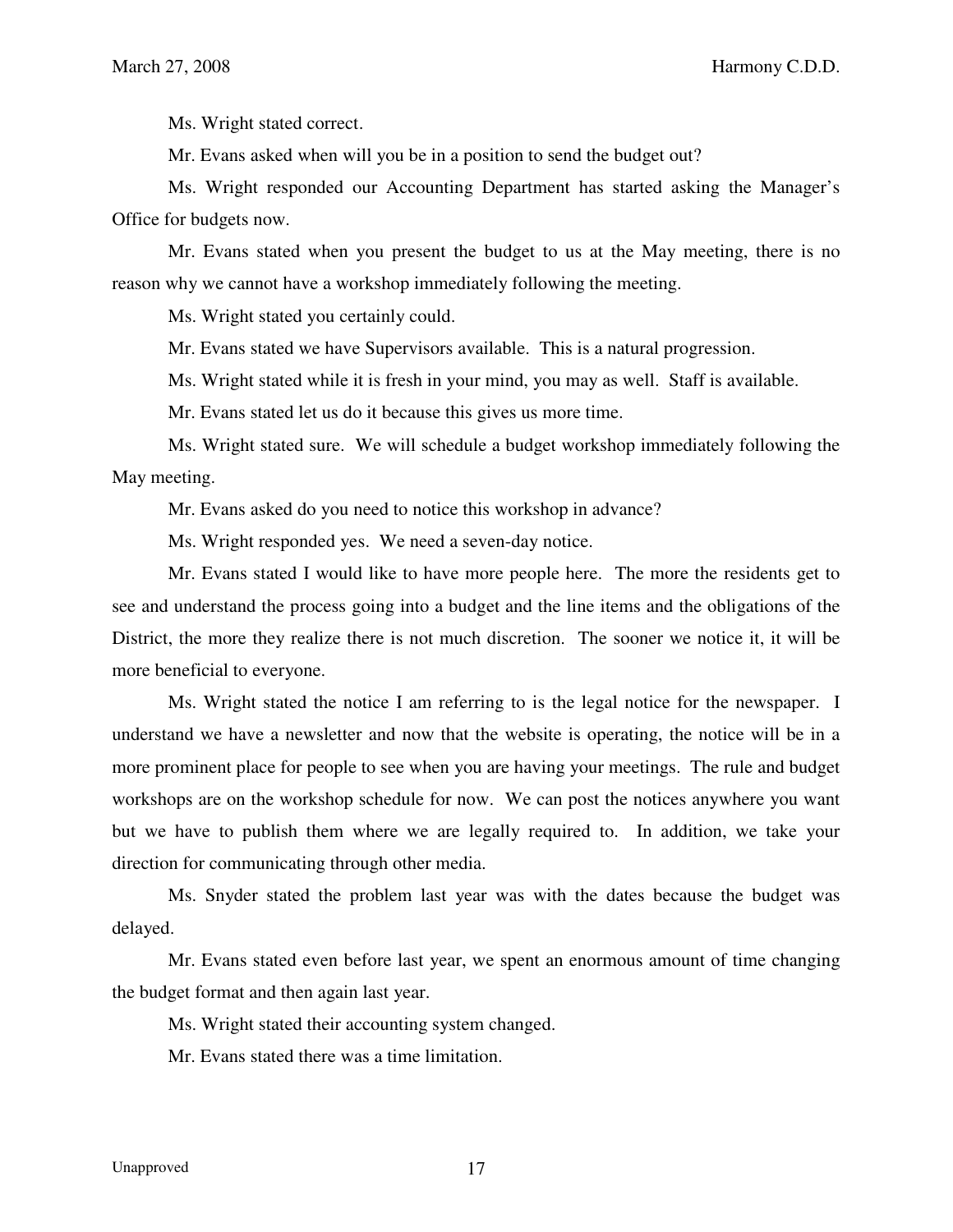Ms. Wright stated correct.

Mr. Evans asked when will you be in a position to send the budget out?

Ms. Wright responded our Accounting Department has started asking the Manager's Office for budgets now.

Mr. Evans stated when you present the budget to us at the May meeting, there is no reason why we cannot have a workshop immediately following the meeting.

Ms. Wright stated you certainly could.

Mr. Evans stated we have Supervisors available. This is a natural progression.

Ms. Wright stated while it is fresh in your mind, you may as well. Staff is available.

Mr. Evans stated let us do it because this gives us more time.

Ms. Wright stated sure. We will schedule a budget workshop immediately following the May meeting.

Mr. Evans asked do you need to notice this workshop in advance?

Ms. Wright responded yes. We need a seven-day notice.

Mr. Evans stated I would like to have more people here. The more the residents get to see and understand the process going into a budget and the line items and the obligations of the District, the more they realize there is not much discretion. The sooner we notice it, it will be more beneficial to everyone.

Ms. Wright stated the notice I am referring to is the legal notice for the newspaper. I understand we have a newsletter and now that the website is operating, the notice will be in a more prominent place for people to see when you are having your meetings. The rule and budget workshops are on the workshop schedule for now. We can post the notices anywhere you want but we have to publish them where we are legally required to. In addition, we take your direction for communicating through other media.

Ms. Snyder stated the problem last year was with the dates because the budget was delayed.

Mr. Evans stated even before last year, we spent an enormous amount of time changing the budget format and then again last year.

Ms. Wright stated their accounting system changed.

Mr. Evans stated there was a time limitation.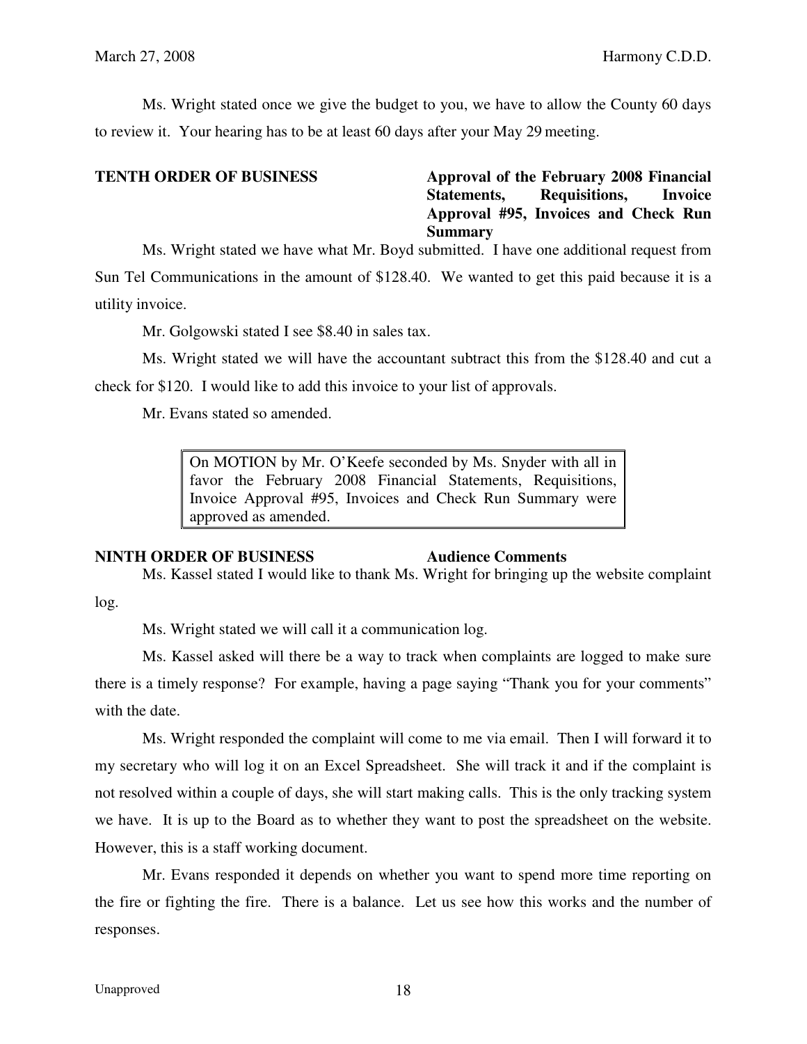Ms. Wright stated once we give the budget to you, we have to allow the County 60 days to review it. Your hearing has to be at least 60 days after your May 29 meeting.

**TENTH ORDER OF BUSINESS** **Approval of the February 2008 Financial Statements, Requisitions, Invoice Approval #95, Invoices and Check Run Summary**

Ms. Wright stated we have what Mr. Boyd submitted. I have one additional request from Sun Tel Communications in the amount of $128.40. We wanted to get this paid because it is a utility invoice.

Mr. Golgowski stated I see $8.40 in sales tax.

Ms. Wright stated we will have the accountant subtract this from the $128.40 and cut a check for $120. I would like to add this invoice to your list of approvals.

Mr. Evans stated so amended.

> On MOTION by Mr. O'Keefe seconded by Ms. Snyder with all in favor the February 2008 Financial Statements, Requisitions, Invoice Approval #95, Invoices and Check Run Summary were approved as amended.

**NINTH ORDER OF BUSINESS** **Audience Comments**

Ms. Kassel stated I would like to thank Ms. Wright for bringing up the website complaint log.

Ms. Wright stated we will call it a communication log.

Ms. Kassel asked will there be a way to track when complaints are logged to make sure there is a timely response? For example, having a page saying "Thank you for your comments" with the date.

Ms. Wright responded the complaint will come to me via email. Then I will forward it to my secretary who will log it on an Excel Spreadsheet. She will track it and if the complaint is not resolved within a couple of days, she will start making calls. This is the only tracking system we have. It is up to the Board as to whether they want to post the spreadsheet on the website. However, this is a staff working document.

Mr. Evans responded it depends on whether you want to spend more time reporting on the fire or fighting the fire. There is a balance. Let us see how this works and the number of responses.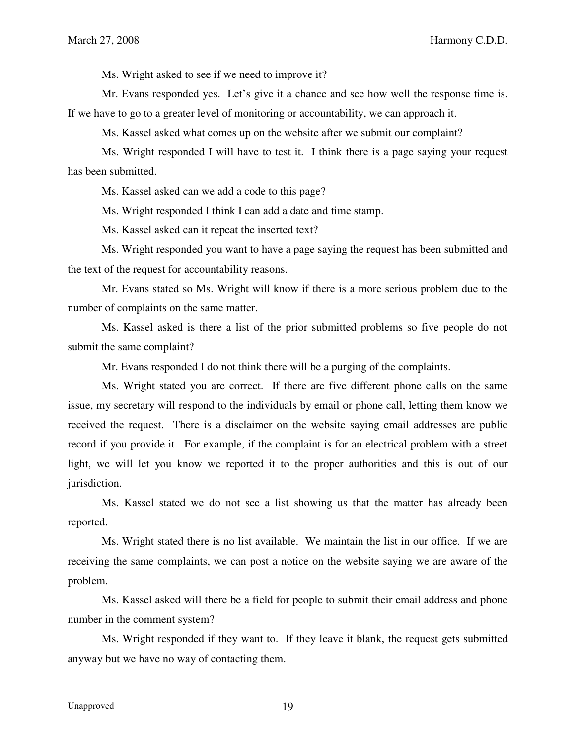Ms. Wright asked to see if we need to improve it?

Mr. Evans responded yes. Let's give it a chance and see how well the response time is. If we have to go to a greater level of monitoring or accountability, we can approach it.

Ms. Kassel asked what comes up on the website after we submit our complaint?

Ms. Wright responded I will have to test it. I think there is a page saying your request has been submitted.

Ms. Kassel asked can we add a code to this page?

Ms. Wright responded I think I can add a date and time stamp.

Ms. Kassel asked can it repeat the inserted text?

Ms. Wright responded you want to have a page saying the request has been submitted and the text of the request for accountability reasons.

Mr. Evans stated so Ms. Wright will know if there is a more serious problem due to the number of complaints on the same matter.

Ms. Kassel asked is there a list of the prior submitted problems so five people do not submit the same complaint?

Mr. Evans responded I do not think there will be a purging of the complaints.

Ms. Wright stated you are correct. If there are five different phone calls on the same issue, my secretary will respond to the individuals by email or phone call, letting them know we received the request. There is a disclaimer on the website saying email addresses are public record if you provide it. For example, if the complaint is for an electrical problem with a street light, we will let you know we reported it to the proper authorities and this is out of our jurisdiction.

Ms. Kassel stated we do not see a list showing us that the matter has already been reported.

Ms. Wright stated there is no list available. We maintain the list in our office. If we are receiving the same complaints, we can post a notice on the website saying we are aware of the problem.

Ms. Kassel asked will there be a field for people to submit their email address and phone number in the comment system?

Ms. Wright responded if they want to. If they leave it blank, the request gets submitted anyway but we have no way of contacting them.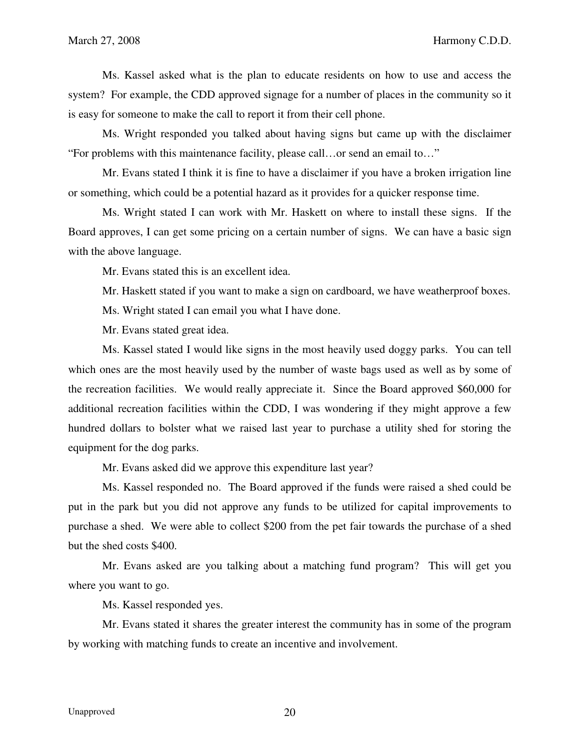Ms. Kassel asked what is the plan to educate residents on how to use and access the system? For example, the CDD approved signage for a number of places in the community so it is easy for someone to make the call to report it from their cell phone.

Ms. Wright responded you talked about having signs but came up with the disclaimer "For problems with this maintenance facility, please call…or send an email to…"

Mr. Evans stated I think it is fine to have a disclaimer if you have a broken irrigation line or something, which could be a potential hazard as it provides for a quicker response time.

Ms. Wright stated I can work with Mr. Haskett on where to install these signs. If the Board approves, I can get some pricing on a certain number of signs. We can have a basic sign with the above language.

Mr. Evans stated this is an excellent idea.

Mr. Haskett stated if you want to make a sign on cardboard, we have weatherproof boxes.

Ms. Wright stated I can email you what I have done.

Mr. Evans stated great idea.

Ms. Kassel stated I would like signs in the most heavily used doggy parks. You can tell which ones are the most heavily used by the number of waste bags used as well as by some of the recreation facilities. We would really appreciate it. Since the Board approved $60,000 for additional recreation facilities within the CDD, I was wondering if they might approve a few hundred dollars to bolster what we raised last year to purchase a utility shed for storing the equipment for the dog parks.

Mr. Evans asked did we approve this expenditure last year?

Ms. Kassel responded no. The Board approved if the funds were raised a shed could be put in the park but you did not approve any funds to be utilized for capital improvements to purchase a shed. We were able to collect $200 from the pet fair towards the purchase of a shed but the shed costs $400.

Mr. Evans asked are you talking about a matching fund program? This will get you where you want to go.

Ms. Kassel responded yes.

Mr. Evans stated it shares the greater interest the community has in some of the program by working with matching funds to create an incentive and involvement.

Unapproved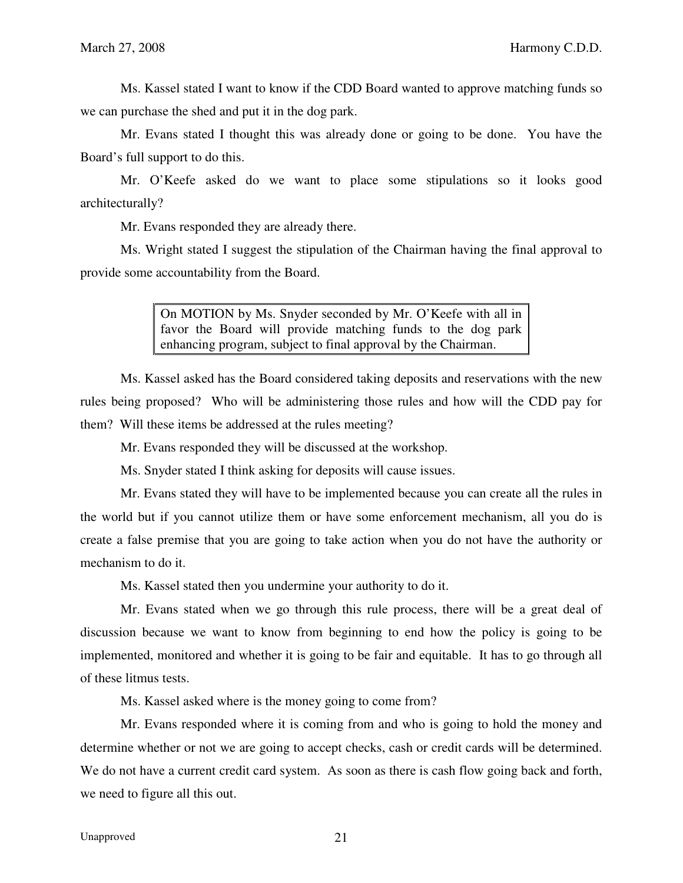Ms. Kassel stated I want to know if the CDD Board wanted to approve matching funds so we can purchase the shed and put it in the dog park.

Mr. Evans stated I thought this was already done or going to be done. You have the Board's full support to do this.

Mr. O'Keefe asked do we want to place some stipulations so it looks good architecturally?

Mr. Evans responded they are already there.

Ms. Wright stated I suggest the stipulation of the Chairman having the final approval to provide some accountability from the Board.

> On MOTION by Ms. Snyder seconded by Mr. O'Keefe with all in favor the Board will provide matching funds to the dog park enhancing program, subject to final approval by the Chairman.

Ms. Kassel asked has the Board considered taking deposits and reservations with the new rules being proposed? Who will be administering those rules and how will the CDD pay for them? Will these items be addressed at the rules meeting?

Mr. Evans responded they will be discussed at the workshop.

Ms. Snyder stated I think asking for deposits will cause issues.

Mr. Evans stated they will have to be implemented because you can create all the rules in the world but if you cannot utilize them or have some enforcement mechanism, all you do is create a false premise that you are going to take action when you do not have the authority or mechanism to do it.

Ms. Kassel stated then you undermine your authority to do it.

Mr. Evans stated when we go through this rule process, there will be a great deal of discussion because we want to know from beginning to end how the policy is going to be implemented, monitored and whether it is going to be fair and equitable. It has to go through all of these litmus tests.

Ms. Kassel asked where is the money going to come from?

Mr. Evans responded where it is coming from and who is going to hold the money and determine whether or not we are going to accept checks, cash or credit cards will be determined. We do not have a current credit card system. As soon as there is cash flow going back and forth, we need to figure all this out.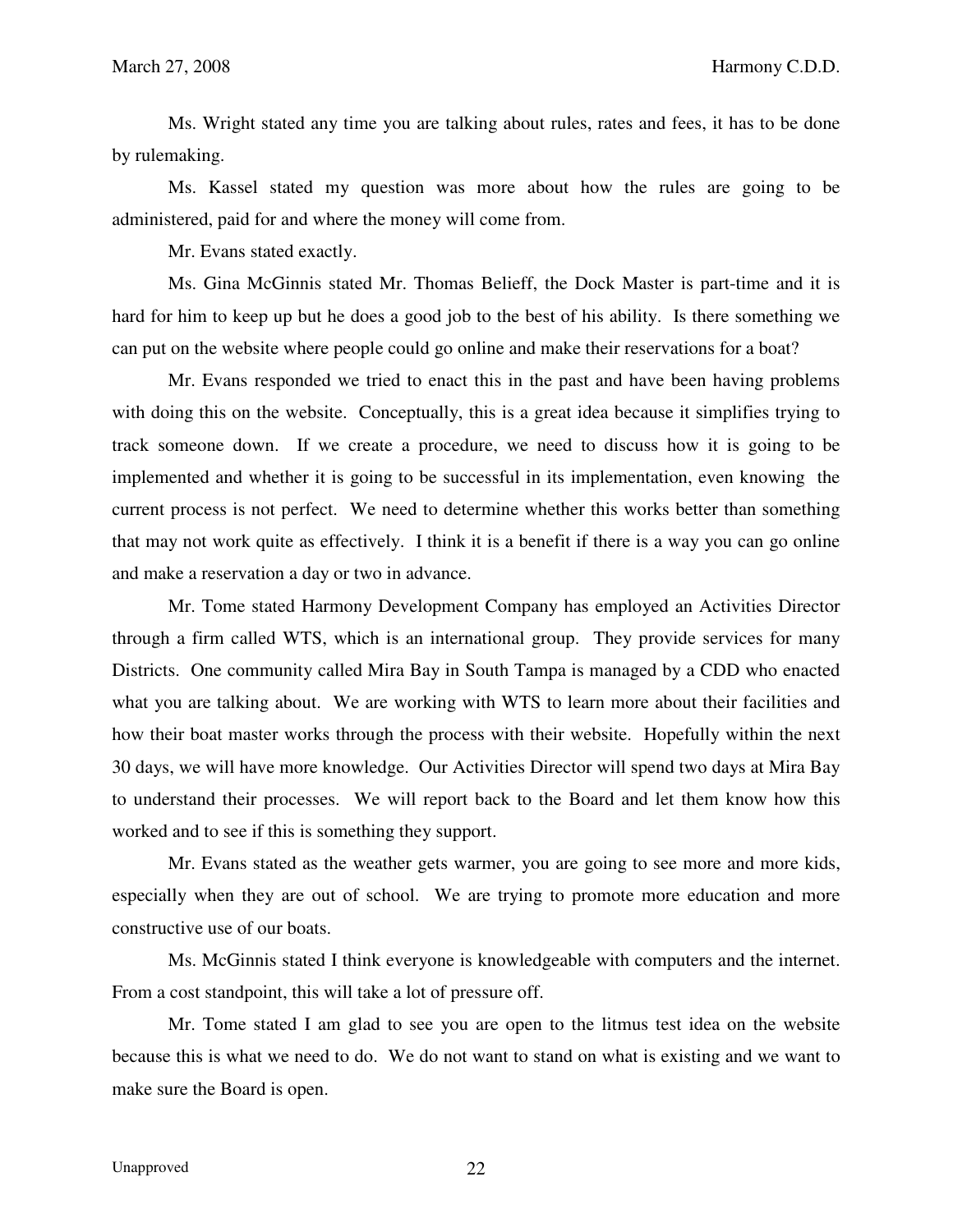Ms. Wright stated any time you are talking about rules, rates and fees, it has to be done by rulemaking.

Ms. Kassel stated my question was more about how the rules are going to be administered, paid for and where the money will come from.

Mr. Evans stated exactly.

Ms. Gina McGinnis stated Mr. Thomas Belieff, the Dock Master is part-time and it is hard for him to keep up but he does a good job to the best of his ability. Is there something we can put on the website where people could go online and make their reservations for a boat?

Mr. Evans responded we tried to enact this in the past and have been having problems with doing this on the website. Conceptually, this is a great idea because it simplifies trying to track someone down. If we create a procedure, we need to discuss how it is going to be implemented and whether it is going to be successful in its implementation, even knowing the current process is not perfect. We need to determine whether this works better than something that may not work quite as effectively. I think it is a benefit if there is a way you can go online and make a reservation a day or two in advance.

Mr. Tome stated Harmony Development Company has employed an Activities Director through a firm called WTS, which is an international group. They provide services for many Districts. One community called Mira Bay in South Tampa is managed by a CDD who enacted what you are talking about. We are working with WTS to learn more about their facilities and how their boat master works through the process with their website. Hopefully within the next 30 days, we will have more knowledge. Our Activities Director will spend two days at Mira Bay to understand their processes. We will report back to the Board and let them know how this worked and to see if this is something they support.

Mr. Evans stated as the weather gets warmer, you are going to see more and more kids, especially when they are out of school. We are trying to promote more education and more constructive use of our boats.

Ms. McGinnis stated I think everyone is knowledgeable with computers and the internet. From a cost standpoint, this will take a lot of pressure off.

Mr. Tome stated I am glad to see you are open to the litmus test idea on the website because this is what we need to do. We do not want to stand on what is existing and we want to make sure the Board is open.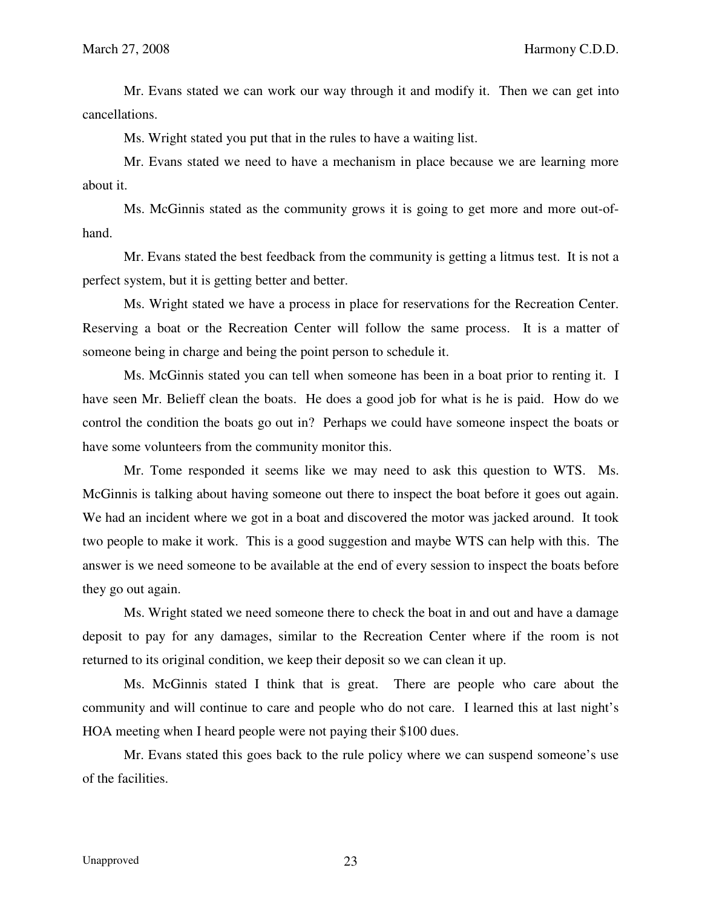Mr. Evans stated we can work our way through it and modify it. Then we can get into cancellations.

Ms. Wright stated you put that in the rules to have a waiting list.

Mr. Evans stated we need to have a mechanism in place because we are learning more about it.

Ms. McGinnis stated as the community grows it is going to get more and more out-of-hand.

Mr. Evans stated the best feedback from the community is getting a litmus test. It is not a perfect system, but it is getting better and better.

Ms. Wright stated we have a process in place for reservations for the Recreation Center. Reserving a boat or the Recreation Center will follow the same process. It is a matter of someone being in charge and being the point person to schedule it.

Ms. McGinnis stated you can tell when someone has been in a boat prior to renting it. I have seen Mr. Belieff clean the boats. He does a good job for what is he is paid. How do we control the condition the boats go out in? Perhaps we could have someone inspect the boats or have some volunteers from the community monitor this.

Mr. Tome responded it seems like we may need to ask this question to WTS. Ms. McGinnis is talking about having someone out there to inspect the boat before it goes out again. We had an incident where we got in a boat and discovered the motor was jacked around. It took two people to make it work. This is a good suggestion and maybe WTS can help with this. The answer is we need someone to be available at the end of every session to inspect the boats before they go out again.

Ms. Wright stated we need someone there to check the boat in and out and have a damage deposit to pay for any damages, similar to the Recreation Center where if the room is not returned to its original condition, we keep their deposit so we can clean it up.

Ms. McGinnis stated I think that is great. There are people who care about the community and will continue to care and people who do not care. I learned this at last night's HOA meeting when I heard people were not paying their $100 dues.

Mr. Evans stated this goes back to the rule policy where we can suspend someone's use of the facilities.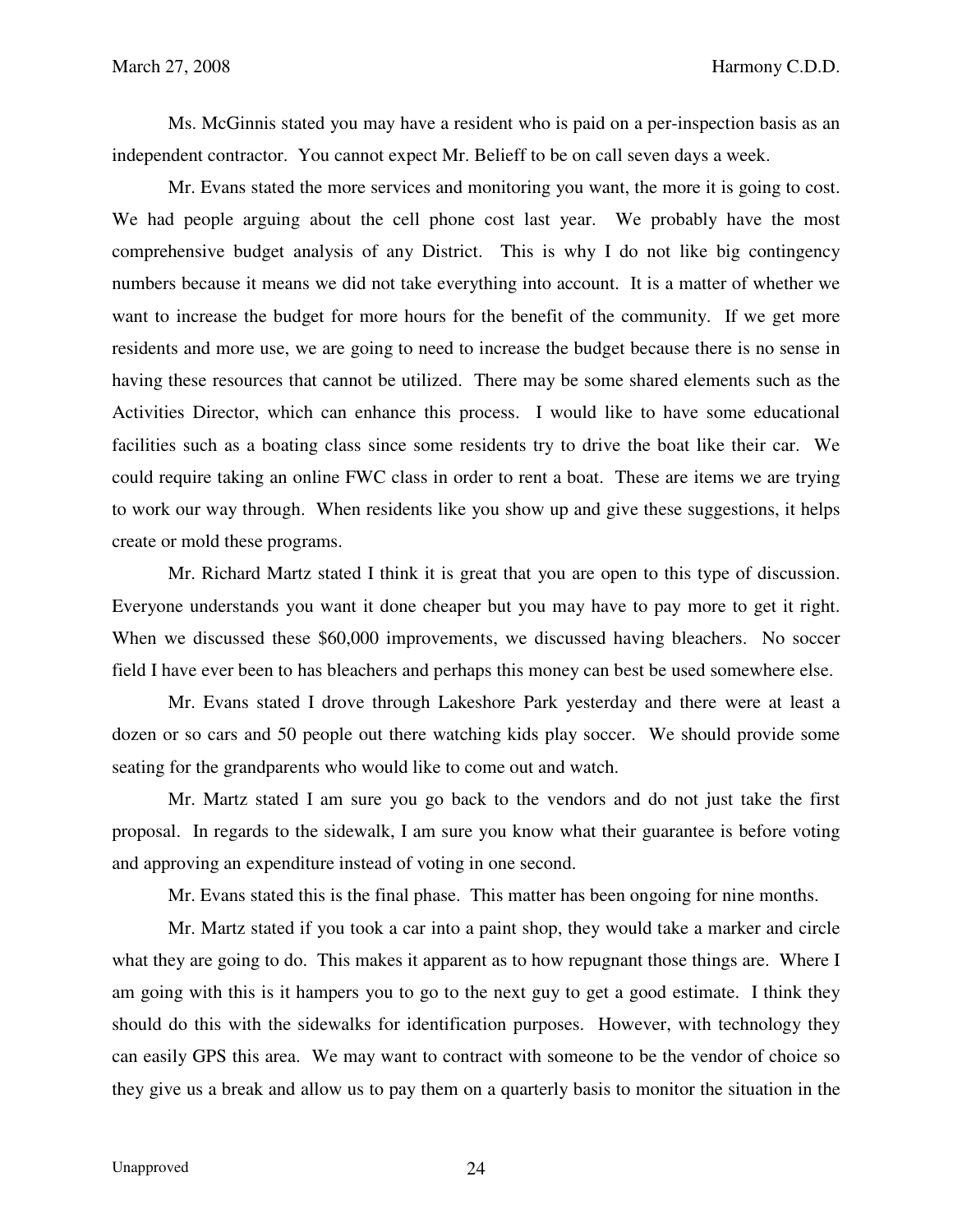Ms. McGinnis stated you may have a resident who is paid on a per-inspection basis as an independent contractor. You cannot expect Mr. Belieff to be on call seven days a week.

Mr. Evans stated the more services and monitoring you want, the more it is going to cost. We had people arguing about the cell phone cost last year. We probably have the most comprehensive budget analysis of any District. This is why I do not like big contingency numbers because it means we did not take everything into account. It is a matter of whether we want to increase the budget for more hours for the benefit of the community. If we get more residents and more use, we are going to need to increase the budget because there is no sense in having these resources that cannot be utilized. There may be some shared elements such as the Activities Director, which can enhance this process. I would like to have some educational facilities such as a boating class since some residents try to drive the boat like their car. We could require taking an online FWC class in order to rent a boat. These are items we are trying to work our way through. When residents like you show up and give these suggestions, it helps create or mold these programs.

Mr. Richard Martz stated I think it is great that you are open to this type of discussion. Everyone understands you want it done cheaper but you may have to pay more to get it right. When we discussed these $60,000 improvements, we discussed having bleachers. No soccer field I have ever been to has bleachers and perhaps this money can best be used somewhere else.

Mr. Evans stated I drove through Lakeshore Park yesterday and there were at least a dozen or so cars and 50 people out there watching kids play soccer. We should provide some seating for the grandparents who would like to come out and watch.

Mr. Martz stated I am sure you go back to the vendors and do not just take the first proposal. In regards to the sidewalk, I am sure you know what their guarantee is before voting and approving an expenditure instead of voting in one second.

Mr. Evans stated this is the final phase. This matter has been ongoing for nine months.

Mr. Martz stated if you took a car into a paint shop, they would take a marker and circle what they are going to do. This makes it apparent as to how repugnant those things are. Where I am going with this is it hampers you to go to the next guy to get a good estimate. I think they should do this with the sidewalks for identification purposes. However, with technology they can easily GPS this area. We may want to contract with someone to be the vendor of choice so they give us a break and allow us to pay them on a quarterly basis to monitor the situation in the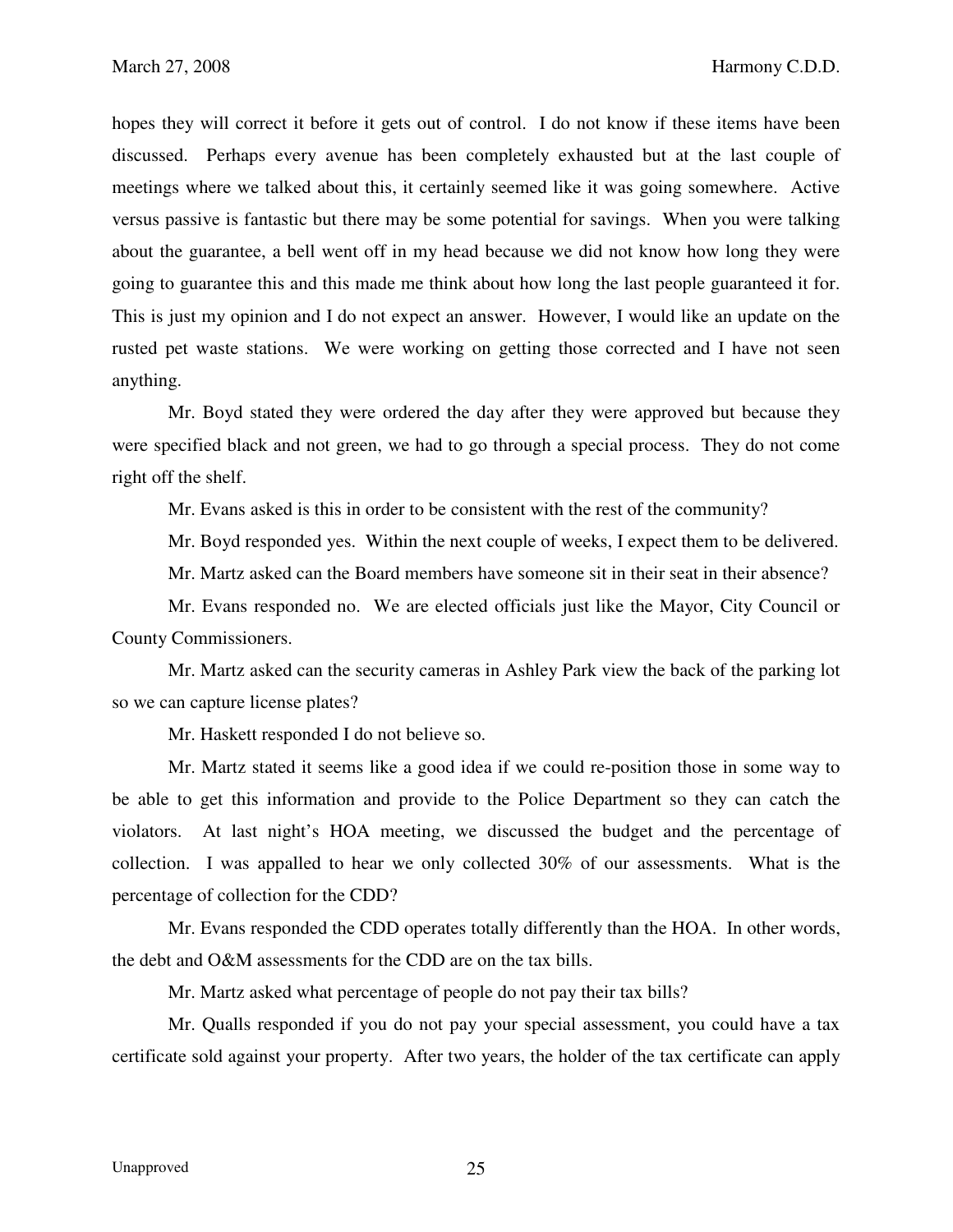hopes they will correct it before it gets out of control. I do not know if these items have been discussed. Perhaps every avenue has been completely exhausted but at the last couple of meetings where we talked about this, it certainly seemed like it was going somewhere. Active versus passive is fantastic but there may be some potential for savings. When you were talking about the guarantee, a bell went off in my head because we did not know how long they were going to guarantee this and this made me think about how long the last people guaranteed it for. This is just my opinion and I do not expect an answer. However, I would like an update on the rusted pet waste stations. We were working on getting those corrected and I have not seen anything.

Mr. Boyd stated they were ordered the day after they were approved but because they were specified black and not green, we had to go through a special process. They do not come right off the shelf.

Mr. Evans asked is this in order to be consistent with the rest of the community?

Mr. Boyd responded yes. Within the next couple of weeks, I expect them to be delivered.

Mr. Martz asked can the Board members have someone sit in their seat in their absence?

Mr. Evans responded no. We are elected officials just like the Mayor, City Council or County Commissioners.

Mr. Martz asked can the security cameras in Ashley Park view the back of the parking lot so we can capture license plates?

Mr. Haskett responded I do not believe so.

Mr. Martz stated it seems like a good idea if we could re-position those in some way to be able to get this information and provide to the Police Department so they can catch the violators. At last night's HOA meeting, we discussed the budget and the percentage of collection. I was appalled to hear we only collected 30% of our assessments. What is the percentage of collection for the CDD?

Mr. Evans responded the CDD operates totally differently than the HOA. In other words, the debt and O&M assessments for the CDD are on the tax bills.

Mr. Martz asked what percentage of people do not pay their tax bills?

Mr. Qualls responded if you do not pay your special assessment, you could have a tax certificate sold against your property. After two years, the holder of the tax certificate can apply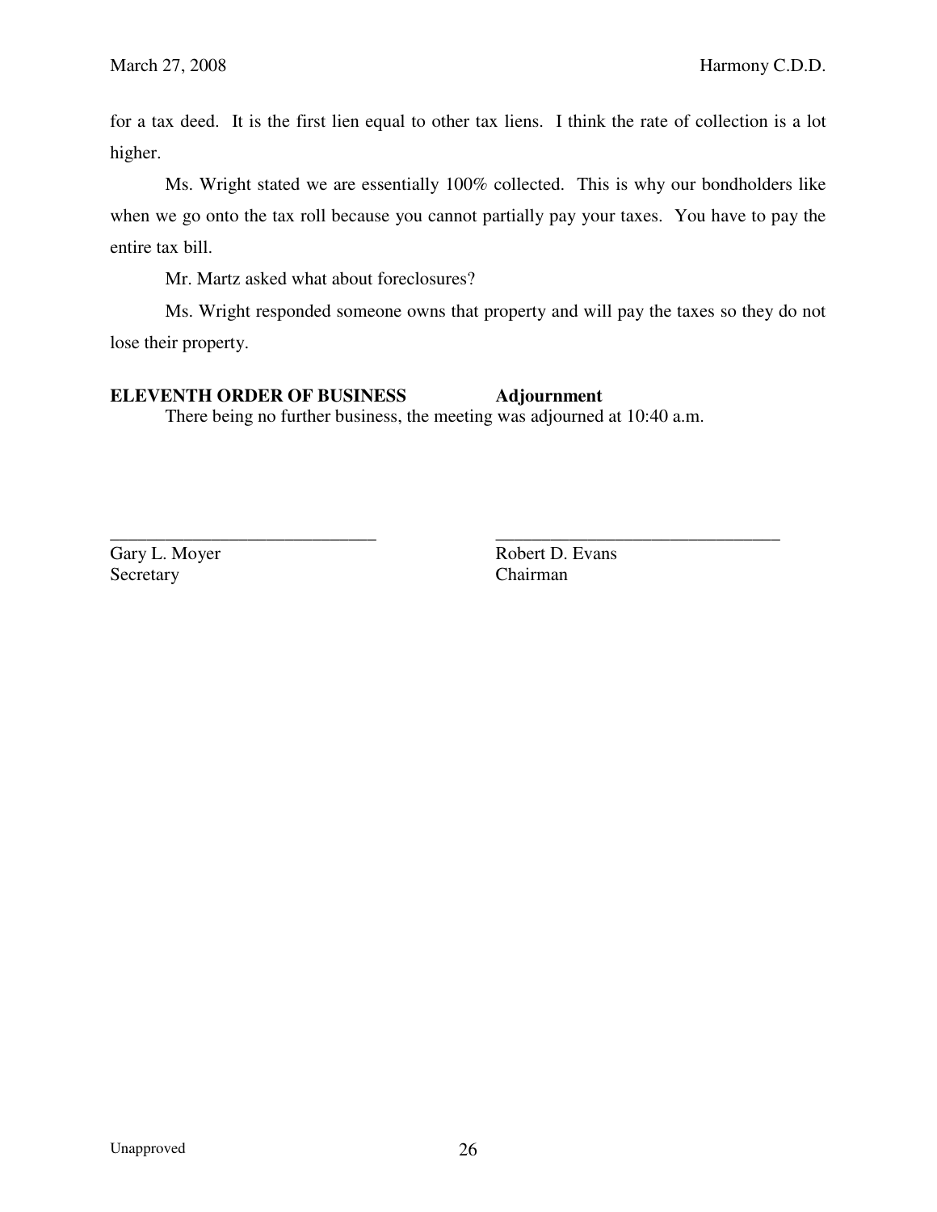for a tax deed. It is the first lien equal to other tax liens. I think the rate of collection is a lot higher.

Ms. Wright stated we are essentially 100% collected. This is why our bondholders like when we go onto the tax roll because you cannot partially pay your taxes. You have to pay the entire tax bill.

Mr. Martz asked what about foreclosures?

Ms. Wright responded someone owns that property and will pay the taxes so they do not lose their property.

**ELEVENTH ORDER OF BUSINESS** **Adjournment**

There being no further business, the meeting was adjourned at 10:40 a.m.

\_\_\_\_\_\_\_\_\_\_\_\_\_\_\_\_\_\_\_\_\_\_\_\_\_\_\_\_\_\_
Gary L. Moyer
Secretary

\_\_\_\_\_\_\_\_\_\_\_\_\_\_\_\_\_\_\_\_\_\_\_\_\_\_\_\_\_\_
Robert D. Evans
Chairman

Unapproved